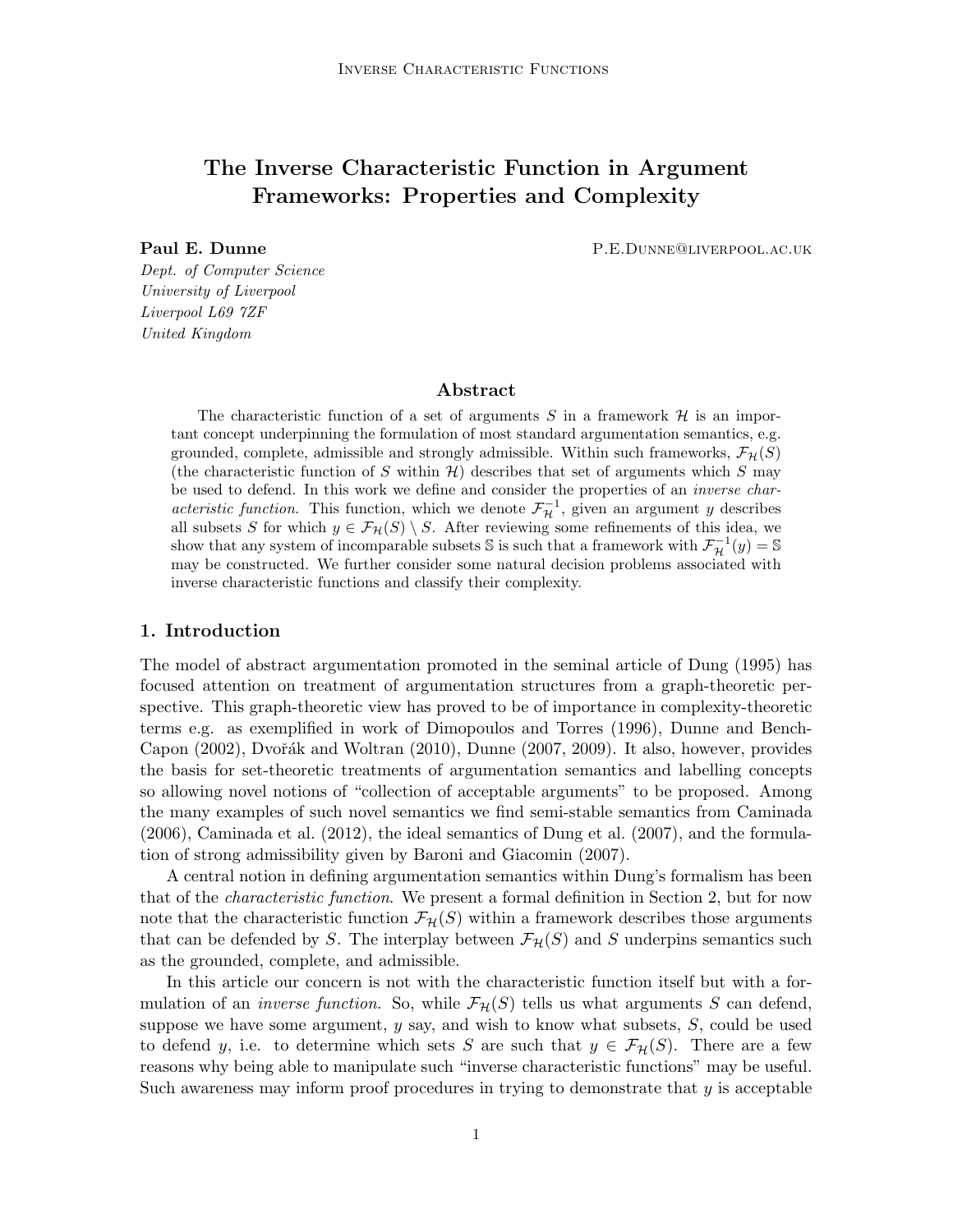# The Inverse Characteristic Function in Argument Frameworks: Properties and Complexity

**Paul E. Dunne** P.E.Dunne@liverpool.ac.uk

*Dept. of Computer Science*
*University of Liverpool*
*Liverpool L69 7ZF*
*United Kingdom*

## Abstract

The characteristic function of a set of arguments $S$ in a framework $\mathcal{H}$ is an important concept underpinning the formulation of most standard argumentation semantics, e.g. grounded, complete, admissible and strongly admissible. Within such frameworks, $\mathcal{F}_{\mathcal{H}}(S)$ (the characteristic function of $S$ within $\mathcal{H}$) describes that set of arguments which $S$ may be used to defend. In this work we define and consider the properties of an *inverse characteristic function*. This function, which we denote $\mathcal{F}_{\mathcal{H}}^{-1}$, given an argument $y$ describes all subsets $S$ for which $y \in \mathcal{F}_{\mathcal{H}}(S) \setminus S$. After reviewing some refinements of this idea, we show that any system of incomparable subsets $\mathbb{S}$ is such that a framework with $\mathcal{F}_{\mathcal{H}}^{-1}(y) = \mathbb{S}$ may be constructed. We further consider some natural decision problems associated with inverse characteristic functions and classify their complexity.

## 1. Introduction

The model of abstract argumentation promoted in the seminal article of Dung (1995) has focused attention on treatment of argumentation structures from a graph-theoretic perspective. This graph-theoretic view has proved to be of importance in complexity-theoretic terms e.g. as exemplified in work of Dimopoulos and Torres (1996), Dunne and Bench-Capon (2002), Dvořák and Woltran (2010), Dunne (2007, 2009). It also, however, provides the basis for set-theoretic treatments of argumentation semantics and labelling concepts so allowing novel notions of "collection of acceptable arguments" to be proposed. Among the many examples of such novel semantics we find semi-stable semantics from Caminada (2006), Caminada et al. (2012), the ideal semantics of Dung et al. (2007), and the formulation of strong admissibility given by Baroni and Giacomin (2007).

A central notion in defining argumentation semantics within Dung's formalism has been that of the *characteristic function*. We present a formal definition in Section 2, but for now note that the characteristic function $\mathcal{F}_{\mathcal{H}}(S)$ within a framework describes those arguments that can be defended by $S$. The interplay between $\mathcal{F}_{\mathcal{H}}(S)$ and $S$ underpins semantics such as the grounded, complete, and admissible.

In this article our concern is not with the characteristic function itself but with a formulation of an *inverse function*. So, while $\mathcal{F}_{\mathcal{H}}(S)$ tells us what arguments $S$ can defend, suppose we have some argument, $y$ say, and wish to know what subsets, $S$, could be used to defend $y$, i.e. to determine which sets $S$ are such that $y \in \mathcal{F}_{\mathcal{H}}(S)$. There are a few reasons why being able to manipulate such "inverse characteristic functions" may be useful. Such awareness may inform proof procedures in trying to demonstrate that $y$ is acceptable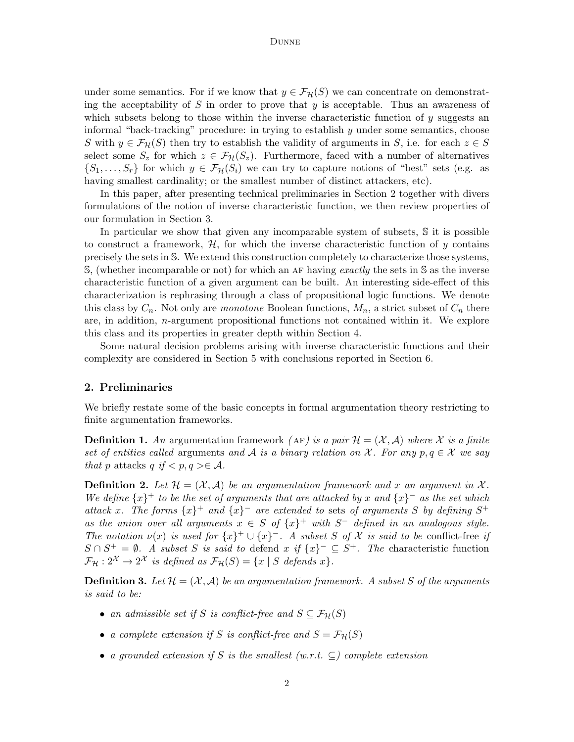under some semantics. For if we know that $y \in \mathcal{F}_{\mathcal{H}}(S)$ we can concentrate on demonstrating the acceptability of $S$ in order to prove that $y$ is acceptable. Thus an awareness of which subsets belong to those within the inverse characteristic function of $y$ suggests an informal "back-tracking" procedure: in trying to establish $y$ under some semantics, choose $S$ with $y \in \mathcal{F}_{\mathcal{H}}(S)$ then try to establish the validity of arguments in $S$, i.e. for each $z \in S$ select some $S_z$ for which $z \in \mathcal{F}_{\mathcal{H}}(S_z)$. Furthermore, faced with a number of alternatives $\{S_1, \ldots, S_r\}$ for which $y \in \mathcal{F}_{\mathcal{H}}(S_i)$ we can try to capture notions of "best" sets (e.g. as having smallest cardinality; or the smallest number of distinct attackers, etc).

In this paper, after presenting technical preliminaries in Section 2 together with divers formulations of the notion of inverse characteristic function, we then review properties of our formulation in Section 3.

In particular we show that given any incomparable system of subsets, $\mathbb{S}$ it is possible to construct a framework, $\mathcal{H}$, for which the inverse characteristic function of $y$ contains precisely the sets in $\mathbb{S}$. We extend this construction completely to characterize those systems, $\mathbb{S}$, (whether incomparable or not) for which an AF having *exactly* the sets in $\mathbb{S}$ as the inverse characteristic function of a given argument can be built. An interesting side-effect of this characterization is rephrasing through a class of propositional logic functions. We denote this class by $C_n$. Not only are *monotone* Boolean functions, $M_n$, a strict subset of $C_n$ there are, in addition, $n$-argument propositional functions not contained within it. We explore this class and its properties in greater depth within Section 4.

Some natural decision problems arising with inverse characteristic functions and their complexity are considered in Section 5 with conclusions reported in Section 6.

## 2. Preliminaries

We briefly restate some of the basic concepts in formal argumentation theory restricting to finite argumentation frameworks.

**Definition 1.** *An* argumentation framework *(AF) is a pair $\mathcal{H} = (\mathcal{X}, \mathcal{A})$ where $\mathcal{X}$ is a finite set of entities called* arguments *and $\mathcal{A}$ is a binary relation on $\mathcal{X}$. For any $p, q \in \mathcal{X}$ we say that $p$* attacks *$q$ if $< p, q > \in \mathcal{A}$.*

**Definition 2.** *Let $\mathcal{H} = (\mathcal{X}, \mathcal{A})$ be an argumentation framework and $x$ an argument in $\mathcal{X}$. We define $\{x\}^+$ to be the set of arguments that are attacked by $x$ and $\{x\}^-$ as the set which attack $x$. The forms $\{x\}^+$ and $\{x\}^-$ are extended to* sets *of arguments $S$ by defining $S^+$ as the union over all arguments $x \in S$ of $\{x\}^+$ with $S^-$ defined in an analogous style. The notation $\nu(x)$ is used for $\{x\}^+ \cup \{x\}^-$. A subset $S$ of $\mathcal{X}$ is said to be* conflict-free *if $S \cap S^+ = \emptyset$. A subset $S$ is said to* defend *$x$ if $\{x\}^- \subseteq S^+$. The* characteristic function *$\mathcal{F}_{\mathcal{H}} : 2^{\mathcal{X}} \to 2^{\mathcal{X}}$ is defined as $\mathcal{F}_{\mathcal{H}}(S) = \{x \mid S \text{ defends } x\}$.*

**Definition 3.** *Let $\mathcal{H} = (\mathcal{X}, \mathcal{A})$ be an argumentation framework. A subset $S$ of the arguments is said to be:*

- *an admissible set if $S$ is conflict-free and $S \subseteq \mathcal{F}_{\mathcal{H}}(S)$*
- *a complete extension if $S$ is conflict-free and $S = \mathcal{F}_{\mathcal{H}}(S)$*
- *a grounded extension if $S$ is the smallest (w.r.t. $\subseteq$) complete extension*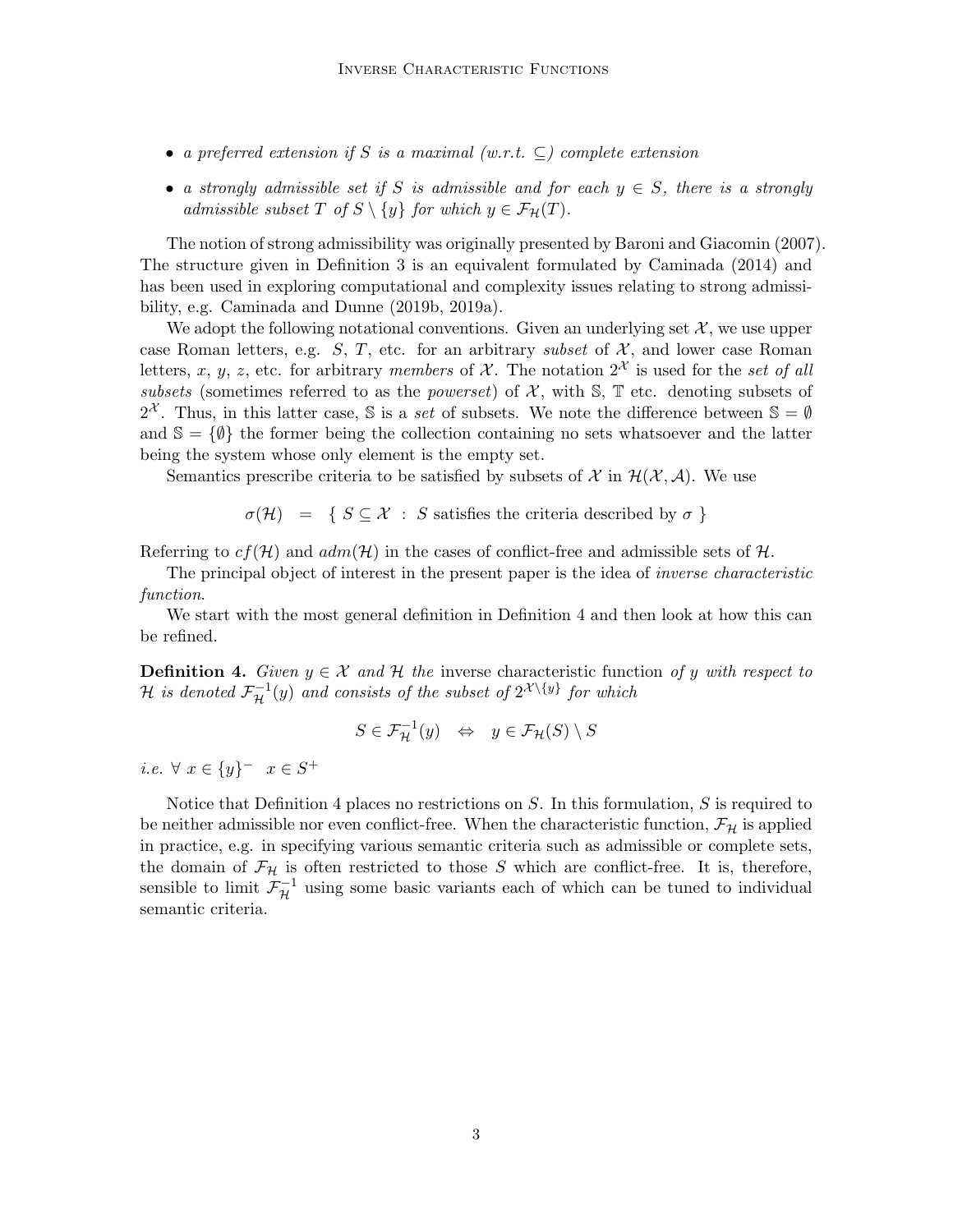- *a preferred extension if $S$ is a maximal (w.r.t. $\subseteq$) complete extension*
- *a strongly admissible set if $S$ is admissible and for each $y \in S$, there is a strongly admissible subset $T$ of $S \setminus \{y\}$ for which $y \in \mathcal{F}_{\mathcal{H}}(T)$.*

The notion of strong admissibility was originally presented by Baroni and Giacomin (2007). The structure given in Definition 3 is an equivalent formulated by Caminada (2014) and has been used in exploring computational and complexity issues relating to strong admissibility, e.g. Caminada and Dunne (2019b, 2019a).

We adopt the following notational conventions. Given an underlying set $\mathcal{X}$, we use upper case Roman letters, e.g. $S$, $T$, etc. for an arbitrary *subset* of $\mathcal{X}$, and lower case Roman letters, $x$, $y$, $z$, etc. for arbitrary *members* of $\mathcal{X}$. The notation $2^{\mathcal{X}}$ is used for the *set of all subsets* (sometimes referred to as the *powerset*) of $\mathcal{X}$, with $\mathbb{S}$, $\mathbb{T}$ etc. denoting subsets of $2^{\mathcal{X}}$. Thus, in this latter case, $\mathbb{S}$ is a *set* of subsets. We note the difference between $\mathbb{S} = \emptyset$ and $\mathbb{S} = \{\emptyset\}$ the former being the collection containing no sets whatsoever and the latter being the system whose only element is the empty set.

Semantics prescribe criteria to be satisfied by subsets of $\mathcal{X}$ in $\mathcal{H}(\mathcal{X}, \mathcal{A})$. We use

$$\sigma(\mathcal{H}) \quad = \quad \{ \; S \subseteq \mathcal{X} \; : \; S \text{ satisfies the criteria described by } \sigma \; \}$$

Referring to $cf(\mathcal{H})$ and $adm(\mathcal{H})$ in the cases of conflict-free and admissible sets of $\mathcal{H}$.

The principal object of interest in the present paper is the idea of *inverse characteristic function*.

We start with the most general definition in Definition 4 and then look at how this can be refined.

**Definition 4.** *Given $y \in \mathcal{X}$ and $\mathcal{H}$ the* inverse characteristic function *of $y$ with respect to $\mathcal{H}$ is denoted $\mathcal{F}_{\mathcal{H}}^{-1}(y)$ and consists of the subset of $2^{\mathcal{X} \setminus \{y\}}$ for which*

$$S \in \mathcal{F}_{\mathcal{H}}^{-1}(y) \quad \Leftrightarrow \quad y \in \mathcal{F}_{\mathcal{H}}(S) \setminus S$$

*i.e.* $\forall \; x \in \{y\}^{-} \quad x \in S^{+}$

Notice that Definition 4 places no restrictions on $S$. In this formulation, $S$ is required to be neither admissible nor even conflict-free. When the characteristic function, $\mathcal{F}_{\mathcal{H}}$ is applied in practice, e.g. in specifying various semantic criteria such as admissible or complete sets, the domain of $\mathcal{F}_{\mathcal{H}}$ is often restricted to those $S$ which are conflict-free. It is, therefore, sensible to limit $\mathcal{F}_{\mathcal{H}}^{-1}$ using some basic variants each of which can be tuned to individual semantic criteria.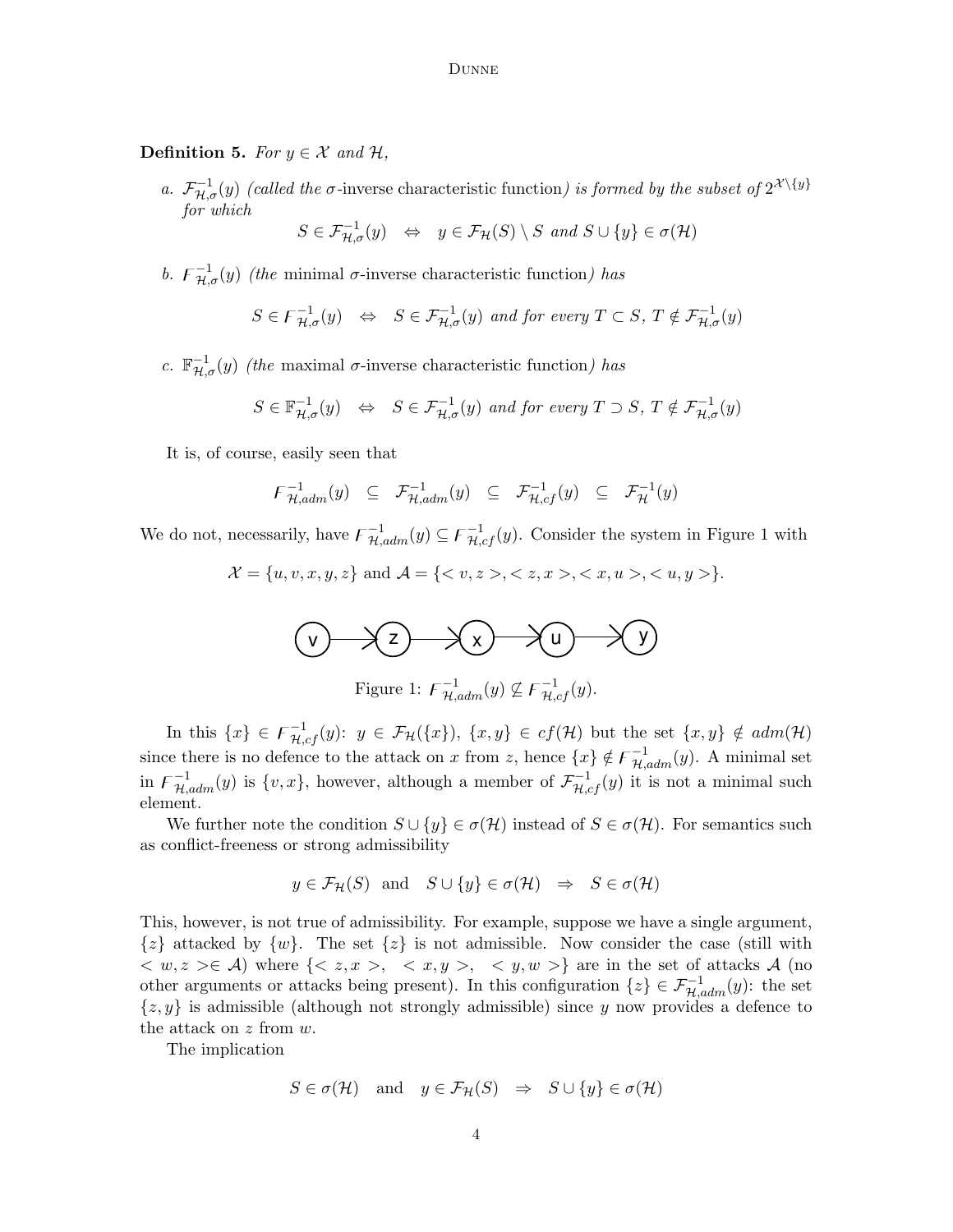**Definition 5.** *For $y \in \mathcal{X}$ and $\mathcal{H}$,*

*a.* $\mathcal{F}^{-1}_{\mathcal{H},\sigma}(y)$ *(called the* $\sigma$-inverse characteristic function*) is formed by the subset of* $2^{\mathcal{X}\setminus\{y\}}$ *for which*

$$S \in \mathcal{F}^{-1}_{\mathcal{H},\sigma}(y) \quad \Leftrightarrow \quad y \in \mathcal{F}_{\mathcal{H}}(S) \setminus S \text{ and } S \cup \{y\} \in \sigma(\mathcal{H})$$

*b.* $\digamma^{-1}_{\mathcal{H},\sigma}(y)$ *(the* minimal $\sigma$-inverse characteristic function*) has*

$$S \in \digamma^{-1}_{\mathcal{H},\sigma}(y) \quad \Leftrightarrow \quad S \in \mathcal{F}^{-1}_{\mathcal{H},\sigma}(y) \text{ and for every } T \subset S,\ T \notin \mathcal{F}^{-1}_{\mathcal{H},\sigma}(y)$$

*c.* $\mathbb{F}^{-1}_{\mathcal{H},\sigma}(y)$ *(the* maximal $\sigma$-inverse characteristic function*) has*

$$S \in \mathbb{F}^{-1}_{\mathcal{H},\sigma}(y) \quad \Leftrightarrow \quad S \in \mathcal{F}^{-1}_{\mathcal{H},\sigma}(y) \text{ and for every } T \supset S,\ T \notin \mathcal{F}^{-1}_{\mathcal{H},\sigma}(y)$$

It is, of course, easily seen that

$$\digamma^{-1}_{\mathcal{H},adm}(y) \quad \subseteq \quad \mathcal{F}^{-1}_{\mathcal{H},adm}(y) \quad \subseteq \quad \mathcal{F}^{-1}_{\mathcal{H},cf}(y) \quad \subseteq \quad \mathcal{F}^{-1}_{\mathcal{H}}(y)$$

We do not, necessarily, have $\digamma^{-1}_{\mathcal{H},adm}(y) \subseteq \digamma^{-1}_{\mathcal{H},cf}(y)$. Consider the system in Figure 1 with

$$\mathcal{X} = \{u, v, x, y, z\} \text{ and } \mathcal{A} = \{< v, z >, < z, x >, < x, u >, < u, y >\}.$$

Figure 1: $\digamma^{-1}_{\mathcal{H},adm}(y) \not\subseteq \digamma^{-1}_{\mathcal{H},cf}(y)$.

In this $\{x\} \in \digamma^{-1}_{\mathcal{H},cf}(y)$: $y \in \mathcal{F}_{\mathcal{H}}(\{x\})$, $\{x, y\} \in cf(\mathcal{H})$ but the set $\{x, y\} \notin adm(\mathcal{H})$ since there is no defence to the attack on $x$ from $z$, hence $\{x\} \notin \digamma^{-1}_{\mathcal{H},adm}(y)$. A minimal set in $\digamma^{-1}_{\mathcal{H},adm}(y)$ is $\{v, x\}$, however, although a member of $\mathcal{F}^{-1}_{\mathcal{H},cf}(y)$ it is not a minimal such element.

We further note the condition $S \cup \{y\} \in \sigma(\mathcal{H})$ instead of $S \in \sigma(\mathcal{H})$. For semantics such as conflict-freeness or strong admissibility

$$y \in \mathcal{F}_{\mathcal{H}}(S) \quad \text{and} \quad S \cup \{y\} \in \sigma(\mathcal{H}) \quad \Rightarrow \quad S \in \sigma(\mathcal{H})$$

This, however, is not true of admissibility. For example, suppose we have a single argument, $\{z\}$ attacked by $\{w\}$. The set $\{z\}$ is not admissible. Now consider the case (still with $< w, z > \in \mathcal{A}$) where $\{< z, x >,\ < x, y >,\ < y, w >\}$ are in the set of attacks $\mathcal{A}$ (no other arguments or attacks being present). In this configuration $\{z\} \in \mathcal{F}^{-1}_{\mathcal{H},adm}(y)$: the set $\{z, y\}$ is admissible (although not strongly admissible) since $y$ now provides a defence to the attack on $z$ from $w$.

The implication

$$S \in \sigma(\mathcal{H}) \quad \text{and} \quad y \in \mathcal{F}_{\mathcal{H}}(S) \quad \Rightarrow \quad S \cup \{y\} \in \sigma(\mathcal{H})$$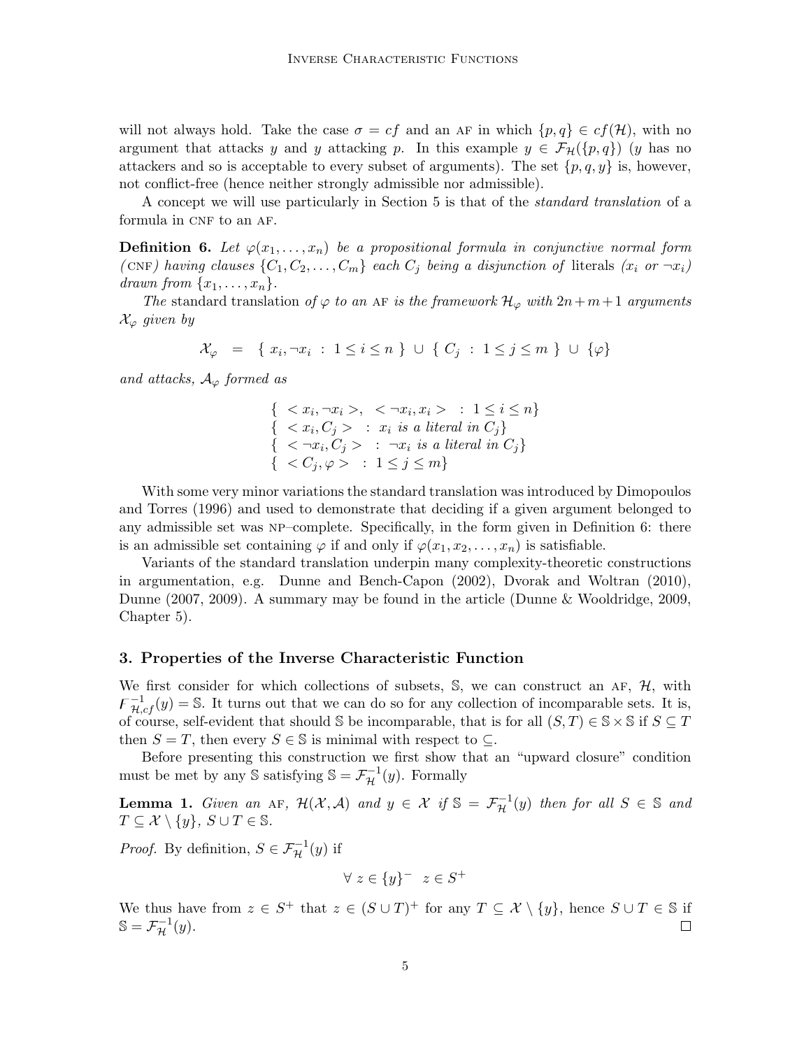will not always hold. Take the case $\sigma = cf$ and an AF in which $\{p, q\} \in cf(\mathcal{H})$, with no argument that attacks $y$ and $y$ attacking $p$. In this example $y \in \mathcal{F}_{\mathcal{H}}(\{p, q\})$ ($y$ has no attackers and so is acceptable to every subset of arguments). The set $\{p, q, y\}$ is, however, not conflict-free (hence neither strongly admissible nor admissible).

A concept we will use particularly in Section 5 is that of the *standard translation* of a formula in CNF to an AF.

**Definition 6.** *Let $\varphi(x_1, \ldots, x_n)$ be a propositional formula in conjunctive normal form (CNF) having clauses $\{C_1, C_2, \ldots, C_m\}$ each $C_j$ being a disjunction of* literals *($x_i$ or $\neg x_i$) drawn from $\{x_1, \ldots, x_n\}$.*

*The* standard translation *of $\varphi$ to an AF is the framework $\mathcal{H}_\varphi$ with $2n+m+1$ arguments $\mathcal{X}_\varphi$ given by*

$$\mathcal{X}_\varphi \;\; = \;\; \{\; x_i, \neg x_i \; : \; 1 \leq i \leq n \;\} \; \cup \; \{\; C_j \; : \; 1 \leq j \leq m \;\} \; \cup \; \{\varphi\}$$

*and attacks, $\mathcal{A}_\varphi$ formed as*

$$\begin{array}{l} \{ \; < x_i, \neg x_i >, \;\; < \neg x_i, x_i > \;\; : \; 1 \leq i \leq n\} \\ \{ \; < x_i, C_j > \;\; : \; x_i \text{ is a literal in } C_j\} \\ \{ \; < \neg x_i, C_j > \;\; : \; \neg x_i \text{ is a literal in } C_j\} \\ \{ \; < C_j, \varphi > \;\; : \; 1 \leq j \leq m\} \end{array}$$

With some very minor variations the standard translation was introduced by Dimopoulos and Torres (1996) and used to demonstrate that deciding if a given argument belonged to any admissible set was NP–complete. Specifically, in the form given in Definition 6: there is an admissible set containing $\varphi$ if and only if $\varphi(x_1, x_2, \ldots, x_n)$ is satisfiable.

Variants of the standard translation underpin many complexity-theoretic constructions in argumentation, e.g. Dunne and Bench-Capon (2002), Dvorak and Woltran (2010), Dunne (2007, 2009). A summary may be found in the article (Dunne & Wooldridge, 2009, Chapter 5).

## 3. Properties of the Inverse Characteristic Function

We first consider for which collections of subsets, $\mathbb{S}$, we can construct an AF, $\mathcal{H}$, with $\mathcal{F}^{-1}_{\mathcal{H},cf}(y) = \mathbb{S}$. It turns out that we can do so for any collection of incomparable sets. It is, of course, self-evident that should $\mathbb{S}$ be incomparable, that is for all $(S, T) \in \mathbb{S} \times \mathbb{S}$ if $S \subseteq T$ then $S = T$, then every $S \in \mathbb{S}$ is minimal with respect to $\subseteq$.

Before presenting this construction we first show that an "upward closure" condition must be met by any $\mathbb{S}$ satisfying $\mathbb{S} = \mathcal{F}^{-1}_{\mathcal{H}}(y)$. Formally

**Lemma 1.** *Given an AF, $\mathcal{H}(\mathcal{X}, \mathcal{A})$ and $y \in \mathcal{X}$ if $\mathbb{S} = \mathcal{F}^{-1}_{\mathcal{H}}(y)$ then for all $S \in \mathbb{S}$ and $T \subseteq \mathcal{X} \setminus \{y\}$, $S \cup T \in \mathbb{S}$.*

*Proof.* By definition, $S \in \mathcal{F}^{-1}_{\mathcal{H}}(y)$ if

$$\forall \; z \in \{y\}^- \;\; z \in S^+$$

We thus have from $z \in S^+$ that $z \in (S \cup T)^+$ for any $T \subseteq \mathcal{X} \setminus \{y\}$, hence $S \cup T \in \mathbb{S}$ if $\mathbb{S} = \mathcal{F}^{-1}_{\mathcal{H}}(y)$. □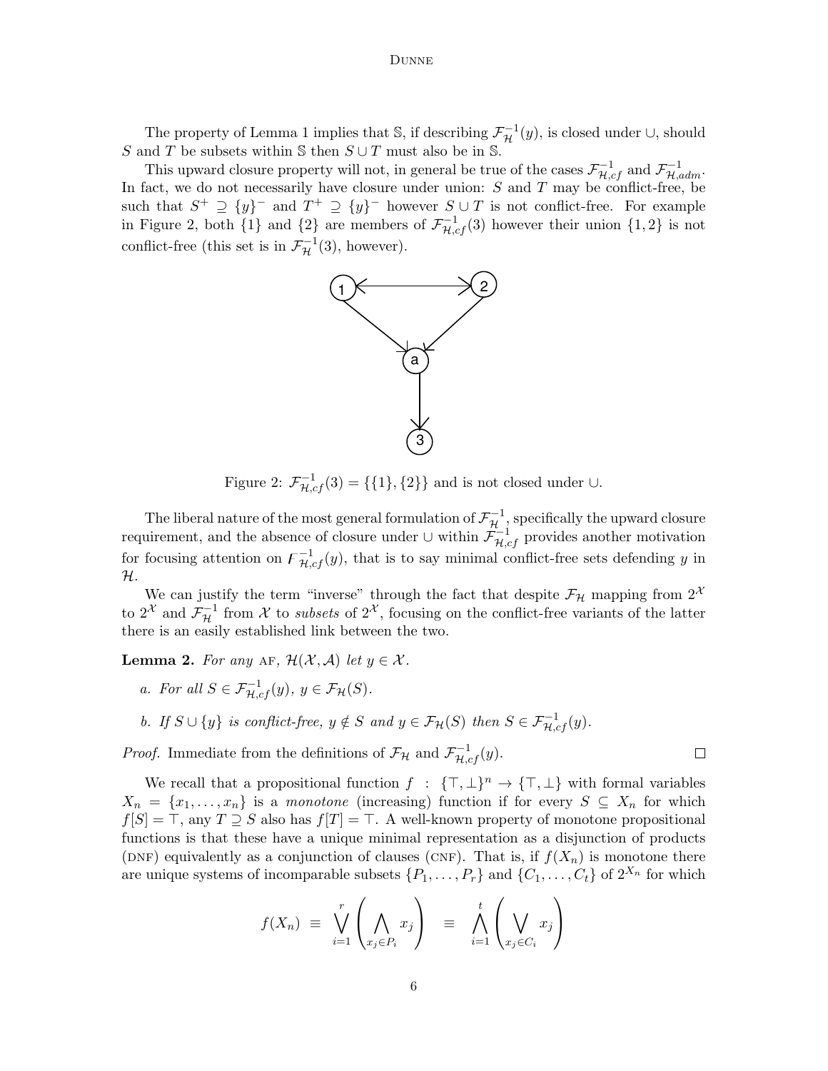The property of Lemma 1 implies that $\mathbb{S}$, if describing $\mathcal{F}_{\mathcal{H}}^{-1}(y)$, is closed under $\cup$, should $S$ and $T$ be subsets within $\mathbb{S}$ then $S \cup T$ must also be in $\mathbb{S}$.

This upward closure property will not, in general be true of the cases $\mathcal{F}_{\mathcal{H},cf}^{-1}$ and $\mathcal{F}_{\mathcal{H},adm}^{-1}$. In fact, we do not necessarily have closure under union: $S$ and $T$ may be conflict-free, be such that $S^+ \supseteq \{y\}^-$ and $T^+ \supseteq \{y\}^-$ however $S \cup T$ is not conflict-free. For example in Figure 2, both $\{1\}$ and $\{2\}$ are members of $\mathcal{F}_{\mathcal{H},cf}^{-1}(3)$ however their union $\{1,2\}$ is not conflict-free (this set is in $\mathcal{F}_{\mathcal{H}}^{-1}(3)$, however).

Figure 2: $\mathcal{F}_{\mathcal{H},cf}^{-1}(3) = \{\{1\},\{2\}\}$ and is not closed under $\cup$.

The liberal nature of the most general formulation of $\mathcal{F}_{\mathcal{H}}^{-1}$, specifically the upward closure requirement, and the absence of closure under $\cup$ within $\mathcal{F}_{\mathcal{H},cf}^{-1}$ provides another motivation for focusing attention on $\digamma_{\mathcal{H},cf}^{-1}(y)$, that is to say minimal conflict-free sets defending $y$ in $\mathcal{H}$.

We can justify the term "inverse" through the fact that despite $\mathcal{F}_{\mathcal{H}}$ mapping from $2^{\mathcal{X}}$ to $2^{\mathcal{X}}$ and $\mathcal{F}_{\mathcal{H}}^{-1}$ from $\mathcal{X}$ to *subsets* of $2^{\mathcal{X}}$, focusing on the conflict-free variants of the latter there is an easily established link between the two.

**Lemma 2.** *For any* AF, $\mathcal{H}(\mathcal{X},\mathcal{A})$ *let* $y \in \mathcal{X}$.

*a. For all* $S \in \mathcal{F}_{\mathcal{H},cf}^{-1}(y)$, $y \in \mathcal{F}_{\mathcal{H}}(S)$.

*b. If* $S \cup \{y\}$ *is conflict-free,* $y \notin S$ *and* $y \in \mathcal{F}_{\mathcal{H}}(S)$ *then* $S \in \mathcal{F}_{\mathcal{H},cf}^{-1}(y)$.

*Proof.* Immediate from the definitions of $\mathcal{F}_{\mathcal{H}}$ and $\mathcal{F}_{\mathcal{H},cf}^{-1}(y)$. □

We recall that a propositional function $f : \{\top,\bot\}^n \to \{\top,\bot\}$ with formal variables $X_n = \{x_1,\ldots,x_n\}$ is a *monotone* (increasing) function if for every $S \subseteq X_n$ for which $f[S] = \top$, any $T \supseteq S$ also has $f[T] = \top$. A well-known property of monotone propositional functions is that these have a unique minimal representation as a disjunction of products (DNF) equivalently as a conjunction of clauses (CNF). That is, if $f(X_n)$ is monotone there are unique systems of incomparable subsets $\{P_1,\ldots,P_r\}$ and $\{C_1,\ldots,C_t\}$ of $2^{X_n}$ for which

$$f(X_n) \equiv \bigvee_{i=1}^{r}\left(\bigwedge_{x_j \in P_i} x_j\right) \equiv \bigwedge_{i=1}^{t}\left(\bigvee_{x_j \in C_i} x_j\right)$$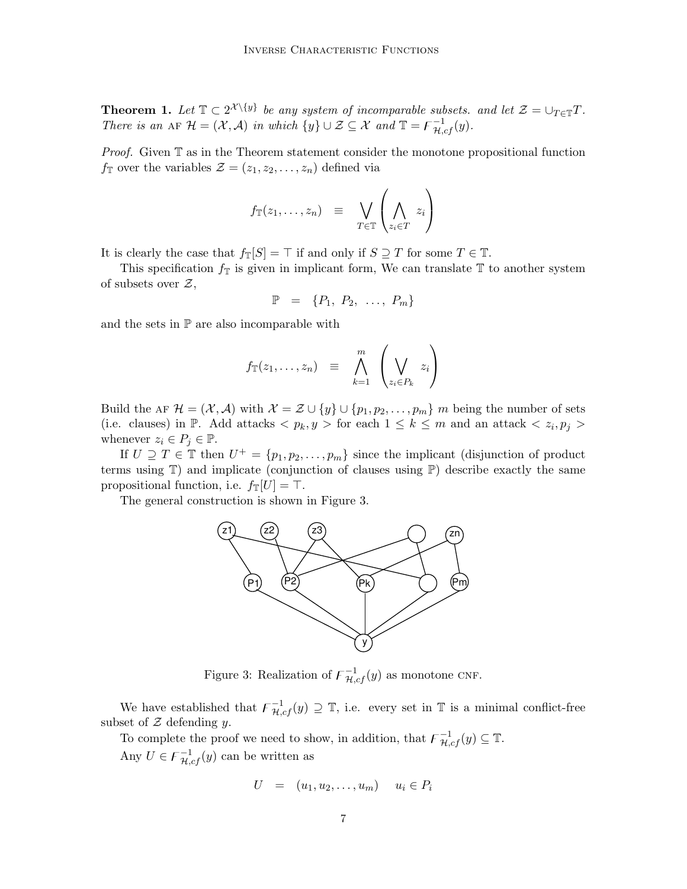**Theorem 1.** *Let $\mathbb{T} \subset 2^{\mathcal{X}\setminus\{y\}}$ be any system of incomparable subsets. and let $\mathcal{Z} = \cup_{T\in\mathbb{T}} T$. There is an* AF $\mathcal{H} = (\mathcal{X}, \mathcal{A})$ *in which* $\{y\} \cup \mathcal{Z} \subseteq \mathcal{X}$ *and* $\mathbb{T} = \digamma^{-1}_{\mathcal{H},cf}(y)$.

*Proof.* Given $\mathbb{T}$ as in the Theorem statement consider the monotone propositional function $f_{\mathbb{T}}$ over the variables $\mathcal{Z} = (z_1, z_2, \ldots, z_n)$ defined via

$$f_{\mathbb{T}}(z_1, \ldots, z_n) \quad \equiv \quad \bigvee_{T\in\mathbb{T}} \left( \bigwedge_{z_i \in T} z_i \right)$$

It is clearly the case that $f_{\mathbb{T}}[S] = \top$ if and only if $S \supseteq T$ for some $T \in \mathbb{T}$.

This specification $f_{\mathbb{T}}$ is given in implicant form, We can translate $\mathbb{T}$ to another system of subsets over $\mathcal{Z}$,

$$\mathbb{P} \quad = \quad \{P_1,\ P_2,\ \ldots,\ P_m\}$$

and the sets in $\mathbb{P}$ are also incomparable with

$$f_{\mathbb{T}}(z_1, \ldots, z_n) \quad \equiv \quad \bigwedge_{k=1}^{m} \left( \bigvee_{z_i \in P_k} z_i \right)$$

Build the AF $\mathcal{H} = (\mathcal{X}, \mathcal{A})$ with $\mathcal{X} = \mathcal{Z} \cup \{y\} \cup \{p_1, p_2, \ldots, p_m\}$ $m$ being the number of sets (i.e. clauses) in $\mathbb{P}$. Add attacks $< p_k, y >$ for each $1 \leq k \leq m$ and an attack $< z_i, p_j >$ whenever $z_i \in P_j \in \mathbb{P}$.

If $U \supseteq T \in \mathbb{T}$ then $U^+ = \{p_1, p_2, \ldots, p_m\}$ since the implicant (disjunction of product terms using $\mathbb{T}$) and implicate (conjunction of clauses using $\mathbb{P}$) describe exactly the same propositional function, i.e. $f_{\mathbb{T}}[U] = \top$.

The general construction is shown in Figure 3.

Figure 3: Realization of $\digamma^{-1}_{\mathcal{H},cf}(y)$ as monotone CNF.

We have established that $\digamma^{-1}_{\mathcal{H},cf}(y) \supseteq \mathbb{T}$, i.e. every set in $\mathbb{T}$ is a minimal conflict-free subset of $\mathcal{Z}$ defending $y$.

To complete the proof we need to show, in addition, that $\digamma^{-1}_{\mathcal{H},cf}(y) \subseteq \mathbb{T}$.

Any $U \in \digamma^{-1}_{\mathcal{H},cf}(y)$ can be written as

$$U \quad = \quad (u_1, u_2, \ldots, u_m) \quad\quad u_i \in P_i$$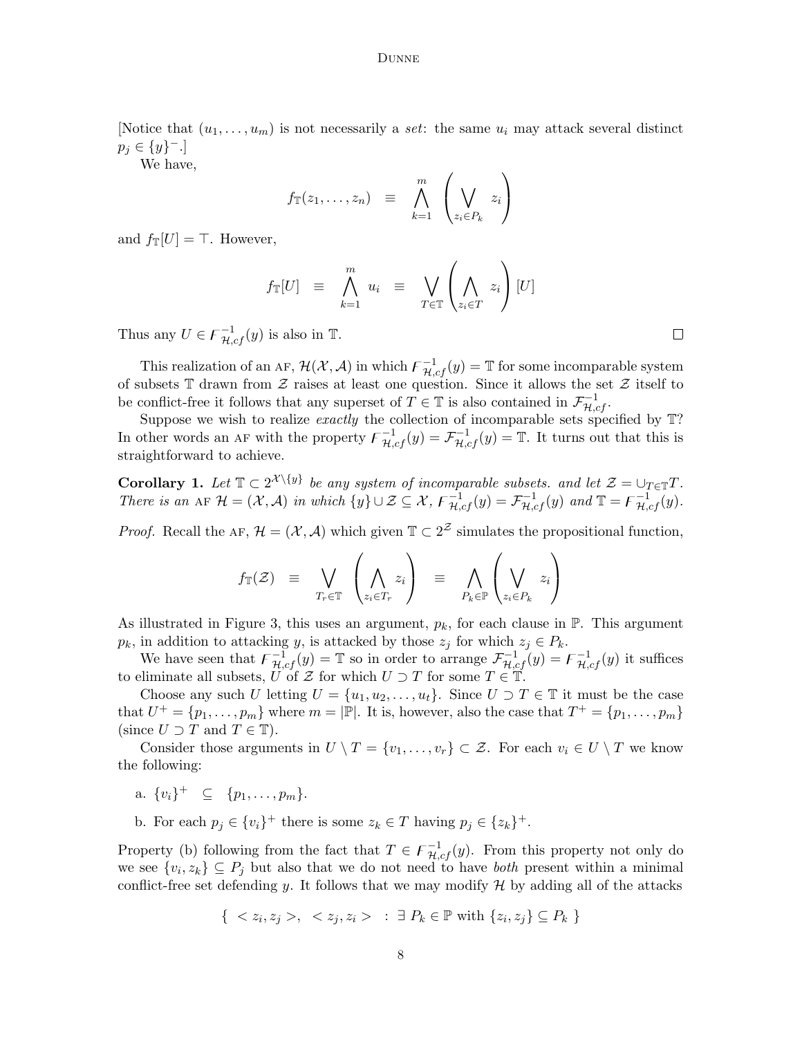[Notice that $(u_1, \ldots, u_m)$ is not necessarily a *set*: the same $u_i$ may attack several distinct $p_j \in \{y\}^-$.]

We have,

$$f_{\mathbb{T}}(z_1, \ldots, z_n) \quad \equiv \quad \bigwedge_{k=1}^{m} \left( \bigvee_{z_i \in P_k} z_i \right)$$

and $f_{\mathbb{T}}[U] = \top$. However,

$$f_{\mathbb{T}}[U] \quad \equiv \quad \bigwedge_{k=1}^{m} u_i \quad \equiv \quad \bigvee_{T \in \mathbb{T}} \left( \bigwedge_{z_i \in T} z_i \right) [U]$$

Thus any $U \in F^{-1}_{\mathcal{H},cf}(y)$ is also in $\mathbb{T}$. $\square$

This realization of an AF, $\mathcal{H}(\mathcal{X}, \mathcal{A})$ in which $F^{-1}_{\mathcal{H},cf}(y) = \mathbb{T}$ for some incomparable system of subsets $\mathbb{T}$ drawn from $\mathcal{Z}$ raises at least one question. Since it allows the set $\mathcal{Z}$ itself to be conflict-free it follows that any superset of $T \in \mathbb{T}$ is also contained in $\mathcal{F}^{-1}_{\mathcal{H},cf}$.

Suppose we wish to realize *exactly* the collection of incomparable sets specified by $\mathbb{T}$? In other words an AF with the property $F^{-1}_{\mathcal{H},cf}(y) = \mathcal{F}^{-1}_{\mathcal{H},cf}(y) = \mathbb{T}$. It turns out that this is straightforward to achieve.

**Corollary 1.** *Let $\mathbb{T} \subset 2^{\mathcal{X} \setminus \{y\}}$ be any system of incomparable subsets. and let $\mathcal{Z} = \cup_{T \in \mathbb{T}} T$. There is an AF $\mathcal{H} = (\mathcal{X}, \mathcal{A})$ in which $\{y\} \cup \mathcal{Z} \subseteq \mathcal{X}$, $F^{-1}_{\mathcal{H},cf}(y) = \mathcal{F}^{-1}_{\mathcal{H},cf}(y)$ and $\mathbb{T} = F^{-1}_{\mathcal{H},cf}(y)$.*

*Proof.* Recall the AF, $\mathcal{H} = (\mathcal{X}, \mathcal{A})$ which given $\mathbb{T} \subset 2^{\mathcal{Z}}$ simulates the propositional function,

$$f_{\mathbb{T}}(\mathcal{Z}) \quad \equiv \quad \bigvee_{T_r \in \mathbb{T}} \left( \bigwedge_{z_i \in T_r} z_i \right) \quad \equiv \quad \bigwedge_{P_k \in \mathbb{P}} \left( \bigvee_{z_i \in P_k} z_i \right)$$

As illustrated in Figure 3, this uses an argument, $p_k$, for each clause in $\mathbb{P}$. This argument $p_k$, in addition to attacking $y$, is attacked by those $z_j$ for which $z_j \in P_k$.

We have seen that $F^{-1}_{\mathcal{H},cf}(y) = \mathbb{T}$ so in order to arrange $\mathcal{F}^{-1}_{\mathcal{H},cf}(y) = F^{-1}_{\mathcal{H},cf}(y)$ it suffices to eliminate all subsets, $U$ of $\mathcal{Z}$ for which $U \supset T$ for some $T \in \mathbb{T}$.

Choose any such $U$ letting $U = \{u_1, u_2, \ldots, u_t\}$. Since $U \supset T \in \mathbb{T}$ it must be the case that $U^+ = \{p_1, \ldots, p_m\}$ where $m = |\mathbb{P}|$. It is, however, also the case that $T^+ = \{p_1, \ldots, p_m\}$ (since $U \supset T$ and $T \in \mathbb{T}$).

Consider those arguments in $U \setminus T = \{v_1, \ldots, v_r\} \subset \mathcal{Z}$. For each $v_i \in U \setminus T$ we know the following:

a. $\{v_i\}^+ \subseteq \{p_1, \ldots, p_m\}$.

b. For each $p_j \in \{v_i\}^+$ there is some $z_k \in T$ having $p_j \in \{z_k\}^+$.

Property (b) following from the fact that $T \in F^{-1}_{\mathcal{H},cf}(y)$. From this property not only do we see $\{v_i, z_k\} \subseteq P_j$ but also that we do not need to have *both* present within a minimal conflict-free set defending $y$. It follows that we may modify $\mathcal{H}$ by adding all of the attacks

$$\{ \ < z_i, z_j >, \ < z_j, z_i > \ : \ \exists \ P_k \in \mathbb{P} \text{ with } \{z_i, z_j\} \subseteq P_k \ \}$$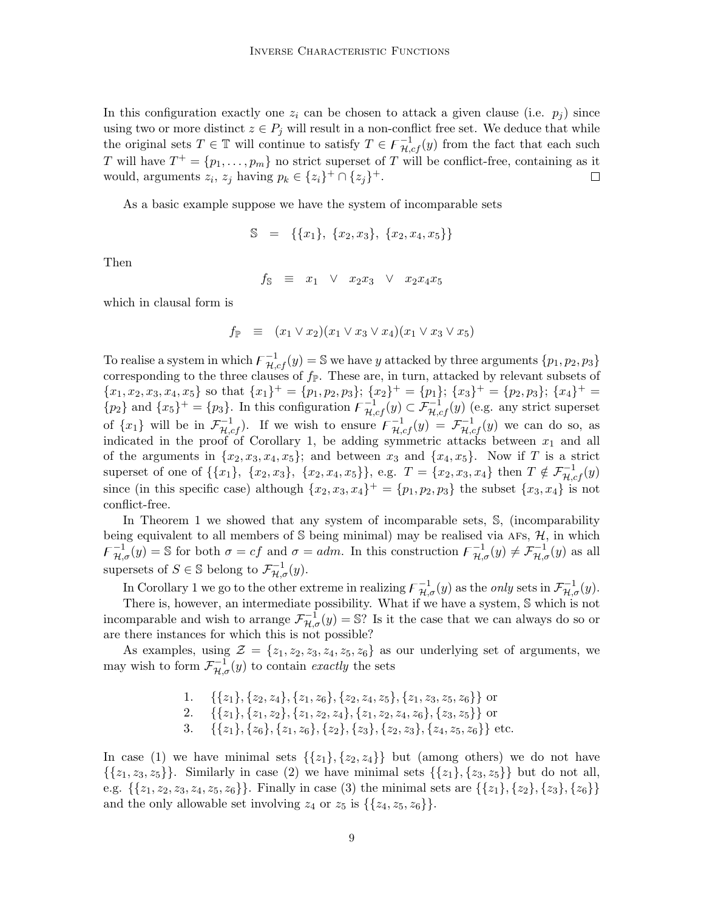In this configuration exactly one $z_i$ can be chosen to attack a given clause (i.e. $p_j$) since using two or more distinct $z \in P_j$ will result in a non-conflict free set. We deduce that while the original sets $T \in \mathbb{T}$ will continue to satisfy $T \in \digamma^{-1}_{\mathcal{H},cf}(y)$ from the fact that each such $T$ will have $T^+ = \{p_1, \ldots, p_m\}$ no strict superset of $T$ will be conflict-free, containing as it would, arguments $z_i$, $z_j$ having $p_k \in \{z_i\}^+ \cap \{z_j\}^+$. $\square$

As a basic example suppose we have the system of incomparable sets

$$\mathbb{S} \quad = \quad \{\{x_1\},\ \{x_2, x_3\},\ \{x_2, x_4, x_5\}\}$$

Then

$$f_{\mathbb{S}} \quad \equiv \quad x_1 \quad \vee \quad x_2 x_3 \quad \vee \quad x_2 x_4 x_5$$

which in clausal form is

$$f_{\mathbb{P}} \quad \equiv \quad (x_1 \vee x_2)(x_1 \vee x_3 \vee x_4)(x_1 \vee x_3 \vee x_5)$$

To realise a system in which $\digamma^{-1}_{\mathcal{H},cf}(y) = \mathbb{S}$ we have $y$ attacked by three arguments $\{p_1, p_2, p_3\}$ corresponding to the three clauses of $f_{\mathbb{P}}$. These are, in turn, attacked by relevant subsets of $\{x_1, x_2, x_3, x_4, x_5\}$ so that $\{x_1\}^+ = \{p_1, p_2, p_3\}$; $\{x_2\}^+ = \{p_1\}$; $\{x_3\}^+ = \{p_2, p_3\}$; $\{x_4\}^+ = \{p_2\}$ and $\{x_5\}^+ = \{p_3\}$. In this configuration $\digamma^{-1}_{\mathcal{H},cf}(y) \subset \mathcal{F}^{-1}_{\mathcal{H},cf}(y)$ (e.g. any strict superset of $\{x_1\}$ will be in $\mathcal{F}^{-1}_{\mathcal{H},cf}$). If we wish to ensure $\digamma^{-1}_{\mathcal{H},cf}(y) = \mathcal{F}^{-1}_{\mathcal{H},cf}(y)$ we can do so, as indicated in the proof of Corollary 1, be adding symmetric attacks between $x_1$ and all of the arguments in $\{x_2, x_3, x_4, x_5\}$; and between $x_3$ and $\{x_4, x_5\}$. Now if $T$ is a strict superset of one of $\{\{x_1\},\ \{x_2, x_3\},\ \{x_2, x_4, x_5\}\}$, e.g. $T = \{x_2, x_3, x_4\}$ then $T \notin \mathcal{F}^{-1}_{\mathcal{H},cf}(y)$ since (in this specific case) although $\{x_2, x_3, x_4\}^+ = \{p_1, p_2, p_3\}$ the subset $\{x_3, x_4\}$ is not conflict-free.

In Theorem 1 we showed that any system of incomparable sets, $\mathbb{S}$, (incomparability being equivalent to all members of $\mathbb{S}$ being minimal) may be realised via AFs, $\mathcal{H}$, in which $\digamma^{-1}_{\mathcal{H},\sigma}(y) = \mathbb{S}$ for both $\sigma = cf$ and $\sigma = adm$. In this construction $\digamma^{-1}_{\mathcal{H},\sigma}(y) \neq \mathcal{F}^{-1}_{\mathcal{H},\sigma}(y)$ as all supersets of $S \in \mathbb{S}$ belong to $\mathcal{F}^{-1}_{\mathcal{H},\sigma}(y)$.

In Corollary 1 we go to the other extreme in realizing $\digamma^{-1}_{\mathcal{H},\sigma}(y)$ as the *only* sets in $\mathcal{F}^{-1}_{\mathcal{H},\sigma}(y)$.

There is, however, an intermediate possibility. What if we have a system, $\mathbb{S}$ which is not incomparable and wish to arrange $\mathcal{F}^{-1}_{\mathcal{H},\sigma}(y) = \mathbb{S}$? Is it the case that we can always do so or are there instances for which this is not possible?

As examples, using $\mathcal{Z} = \{z_1, z_2, z_3, z_4, z_5, z_6\}$ as our underlying set of arguments, we may wish to form $\mathcal{F}^{-1}_{\mathcal{H},\sigma}(y)$ to contain *exactly* the sets

1. $\{\{z_1\}, \{z_2, z_4\}, \{z_1, z_6\}, \{z_2, z_4, z_5\}, \{z_1, z_3, z_5, z_6\}\}$ or
2. $\{\{z_1\}, \{z_1, z_2\}, \{z_1, z_2, z_4\}, \{z_1, z_2, z_4, z_6\}, \{z_3, z_5\}\}$ or
3. $\{\{z_1\}, \{z_6\}, \{z_1, z_6\}, \{z_2\}, \{z_3\}, \{z_2, z_3\}, \{z_4, z_5, z_6\}\}$ etc.

In case (1) we have minimal sets $\{\{z_1\}, \{z_2, z_4\}\}$ but (among others) we do not have $\{\{z_1, z_3, z_5\}\}$. Similarly in case (2) we have minimal sets $\{\{z_1\}, \{z_3, z_5\}\}$ but do not all, e.g. $\{\{z_1, z_2, z_3, z_4, z_5, z_6\}\}$. Finally in case (3) the minimal sets are $\{\{z_1\}, \{z_2\}, \{z_3\}, \{z_6\}\}$ and the only allowable set involving $z_4$ or $z_5$ is $\{\{z_4, z_5, z_6\}\}$.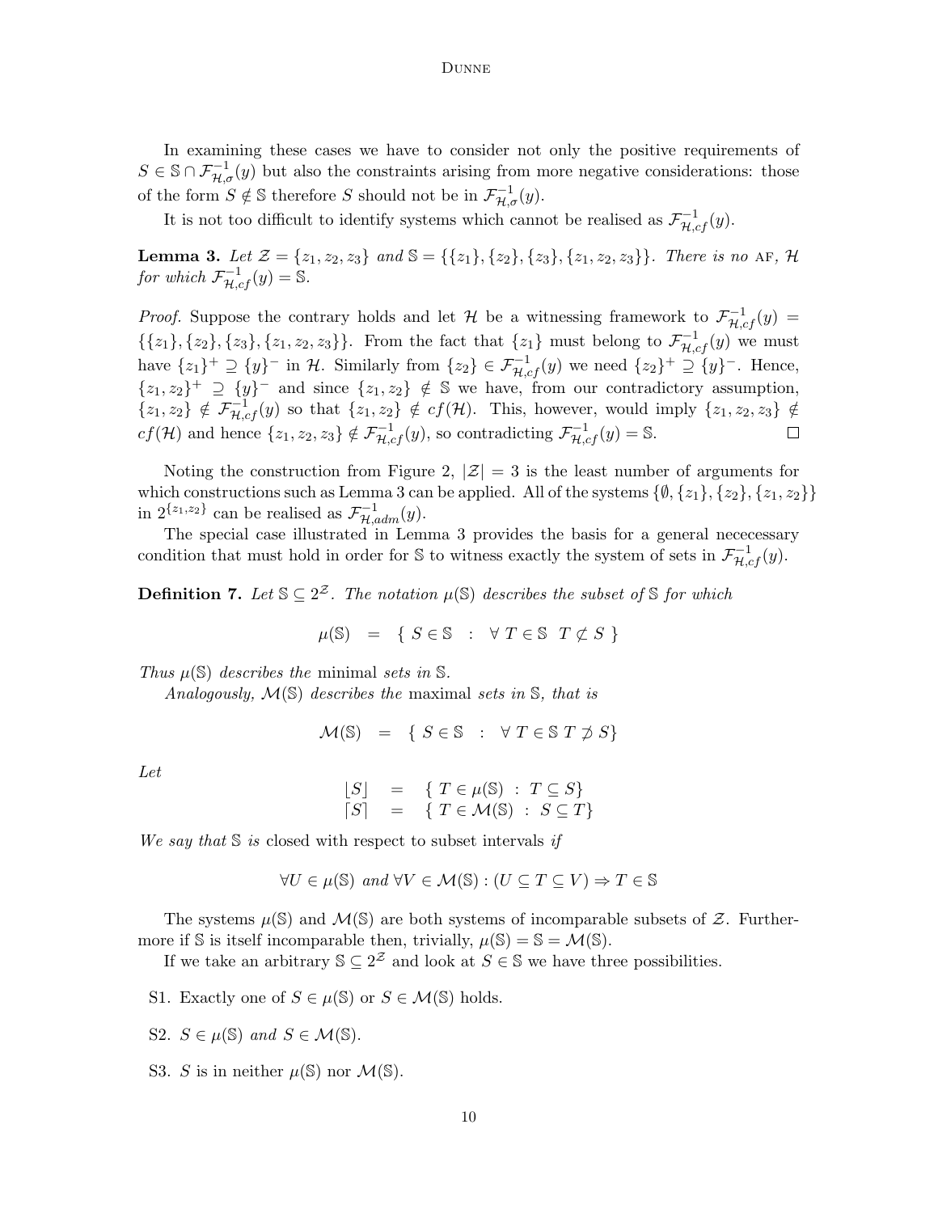In examining these cases we have to consider not only the positive requirements of $S \in \mathbb{S} \cap \mathcal{F}^{-1}_{\mathcal{H},\sigma}(y)$ but also the constraints arising from more negative considerations: those of the form $S \notin \mathbb{S}$ therefore $S$ should not be in $\mathcal{F}^{-1}_{\mathcal{H},\sigma}(y)$.

It is not too difficult to identify systems which cannot be realised as $\mathcal{F}^{-1}_{\mathcal{H},cf}(y)$.

**Lemma 3.** *Let $\mathcal{Z} = \{z_1, z_2, z_3\}$ and $\mathbb{S} = \{\{z_1\}, \{z_2\}, \{z_3\}, \{z_1, z_2, z_3\}\}$. There is no* AF*, $\mathcal{H}$ for which $\mathcal{F}^{-1}_{\mathcal{H},cf}(y) = \mathbb{S}$.*

*Proof.* Suppose the contrary holds and let $\mathcal{H}$ be a witnessing framework to $\mathcal{F}^{-1}_{\mathcal{H},cf}(y) = \{\{z_1\}, \{z_2\}, \{z_3\}, \{z_1, z_2, z_3\}\}$. From the fact that $\{z_1\}$ must belong to $\mathcal{F}^{-1}_{\mathcal{H},cf}(y)$ we must have $\{z_1\}^+ \supseteq \{y\}^-$ in $\mathcal{H}$. Similarly from $\{z_2\} \in \mathcal{F}^{-1}_{\mathcal{H},cf}(y)$ we need $\{z_2\}^+ \supseteq \{y\}^-$. Hence, $\{z_1, z_2\}^+ \supseteq \{y\}^-$ and since $\{z_1, z_2\} \notin \mathbb{S}$ we have, from our contradictory assumption, $\{z_1, z_2\} \notin \mathcal{F}^{-1}_{\mathcal{H},cf}(y)$ so that $\{z_1, z_2\} \notin cf(\mathcal{H})$. This, however, would imply $\{z_1, z_2, z_3\} \notin cf(\mathcal{H})$ and hence $\{z_1, z_2, z_3\} \notin \mathcal{F}^{-1}_{\mathcal{H},cf}(y)$, so contradicting $\mathcal{F}^{-1}_{\mathcal{H},cf}(y) = \mathbb{S}$. $\square$

Noting the construction from Figure 2, $|\mathcal{Z}| = 3$ is the least number of arguments for which constructions such as Lemma 3 can be applied. All of the systems $\{\emptyset, \{z_1\}, \{z_2\}, \{z_1, z_2\}\}$ in $2^{\{z_1,z_2\}}$ can be realised as $\mathcal{F}^{-1}_{\mathcal{H},adm}(y)$.

The special case illustrated in Lemma 3 provides the basis for a general nececessary condition that must hold in order for $\mathbb{S}$ to witness exactly the system of sets in $\mathcal{F}^{-1}_{\mathcal{H},cf}(y)$.

**Definition 7.** *Let $\mathbb{S} \subseteq 2^{\mathcal{Z}}$. The notation $\mu(\mathbb{S})$ describes the subset of $\mathbb{S}$ for which*

$$\mu(\mathbb{S}) \quad = \quad \{ \ S \in \mathbb{S} \quad : \quad \forall \ T \in \mathbb{S} \ \ T \not\subset S \ \}$$

*Thus $\mu(\mathbb{S})$ describes the* minimal *sets in $\mathbb{S}$.*

*Analogously, $\mathcal{M}(\mathbb{S})$ describes the* maximal *sets in $\mathbb{S}$, that is*

$$\mathcal{M}(\mathbb{S}) \quad = \quad \{ \ S \in \mathbb{S} \quad : \quad \forall \ T \in \mathbb{S} \ T \not\supset S\}$$

*Let*

$$\begin{array}{rcl} \lfloor S \rfloor & = & \{ \ T \in \mu(\mathbb{S}) \ : \ T \subseteq S\} \\ \lceil S \rceil & = & \{ \ T \in \mathcal{M}(\mathbb{S}) \ : \ S \subseteq T\} \end{array}$$

*We say that $\mathbb{S}$ is* closed with respect to subset intervals *if*

$$\forall U \in \mu(\mathbb{S}) \text{ and } \forall V \in \mathcal{M}(\mathbb{S}) : (U \subseteq T \subseteq V) \Rightarrow T \in \mathbb{S}$$

The systems $\mu(\mathbb{S})$ and $\mathcal{M}(\mathbb{S})$ are both systems of incomparable subsets of $\mathcal{Z}$. Furthermore if $\mathbb{S}$ is itself incomparable then, trivially, $\mu(\mathbb{S}) = \mathbb{S} = \mathcal{M}(\mathbb{S})$.

If we take an arbitrary $\mathbb{S} \subseteq 2^{\mathcal{Z}}$ and look at $S \in \mathbb{S}$ we have three possibilities.

- S1. Exactly one of $S \in \mu(\mathbb{S})$ or $S \in \mathcal{M}(\mathbb{S})$ holds.
- S2. $S \in \mu(\mathbb{S})$ *and* $S \in \mathcal{M}(\mathbb{S})$.
- S3. $S$ is in neither $\mu(\mathbb{S})$ nor $\mathcal{M}(\mathbb{S})$.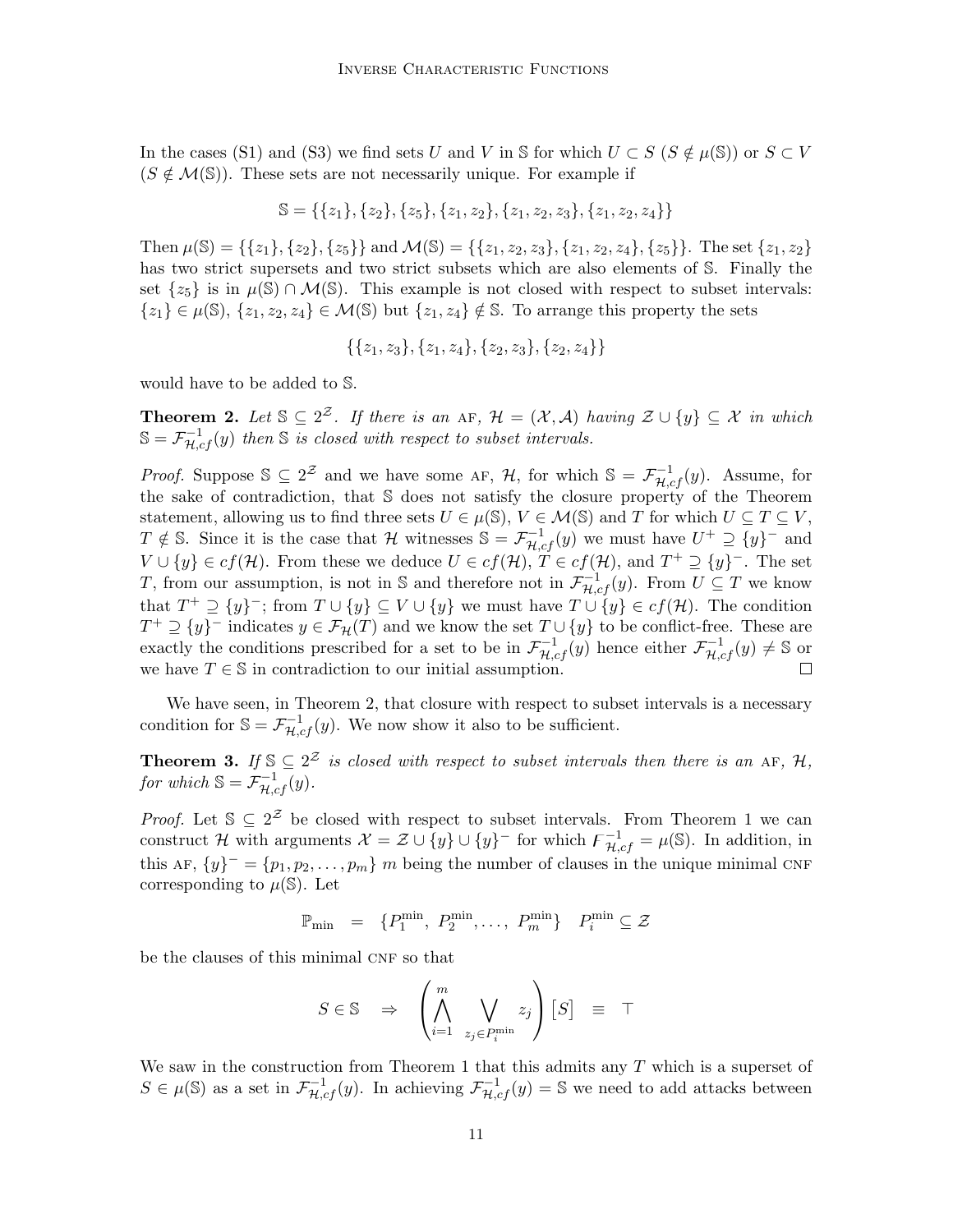In the cases (S1) and (S3) we find sets $U$ and $V$ in $\mathbb{S}$ for which $U \subset S$ ($S \notin \mu(\mathbb{S})$) or $S \subset V$ ($S \notin \mathcal{M}(\mathbb{S})$). These sets are not necessarily unique. For example if

$$\mathbb{S} = \{\{z_1\}, \{z_2\}, \{z_5\}, \{z_1, z_2\}, \{z_1, z_2, z_3\}, \{z_1, z_2, z_4\}\}$$

Then $\mu(\mathbb{S}) = \{\{z_1\}, \{z_2\}, \{z_5\}\}$ and $\mathcal{M}(\mathbb{S}) = \{\{z_1, z_2, z_3\}, \{z_1, z_2, z_4\}, \{z_5\}\}$. The set $\{z_1, z_2\}$ has two strict supersets and two strict subsets which are also elements of $\mathbb{S}$. Finally the set $\{z_5\}$ is in $\mu(\mathbb{S}) \cap \mathcal{M}(\mathbb{S})$. This example is not closed with respect to subset intervals: $\{z_1\} \in \mu(\mathbb{S})$, $\{z_1, z_2, z_4\} \in \mathcal{M}(\mathbb{S})$ but $\{z_1, z_4\} \notin \mathbb{S}$. To arrange this property the sets

$$\{\{z_1, z_3\}, \{z_1, z_4\}, \{z_2, z_3\}, \{z_2, z_4\}\}$$

would have to be added to $\mathbb{S}$.

**Theorem 2.** *Let $\mathbb{S} \subseteq 2^{\mathcal{Z}}$. If there is an* AF*, $\mathcal{H} = (\mathcal{X}, \mathcal{A})$ having $\mathcal{Z} \cup \{y\} \subseteq \mathcal{X}$ in which $\mathbb{S} = \mathcal{F}^{-1}_{\mathcal{H},cf}(y)$ then $\mathbb{S}$ is closed with respect to subset intervals.*

*Proof.* Suppose $\mathbb{S} \subseteq 2^{\mathcal{Z}}$ and we have some AF, $\mathcal{H}$, for which $\mathbb{S} = \mathcal{F}^{-1}_{\mathcal{H},cf}(y)$. Assume, for the sake of contradiction, that $\mathbb{S}$ does not satisfy the closure property of the Theorem statement, allowing us to find three sets $U \in \mu(\mathbb{S})$, $V \in \mathcal{M}(\mathbb{S})$ and $T$ for which $U \subseteq T \subseteq V$, $T \notin \mathbb{S}$. Since it is the case that $\mathcal{H}$ witnesses $\mathbb{S} = \mathcal{F}^{-1}_{\mathcal{H},cf}(y)$ we must have $U^+ \supseteq \{y\}^-$ and $V \cup \{y\} \in cf(\mathcal{H})$. From these we deduce $U \in cf(\mathcal{H})$, $T \in cf(\mathcal{H})$, and $T^+ \supseteq \{y\}^-$. The set $T$, from our assumption, is not in $\mathbb{S}$ and therefore not in $\mathcal{F}^{-1}_{\mathcal{H},cf}(y)$. From $U \subseteq T$ we know that $T^+ \supseteq \{y\}^-$; from $T \cup \{y\} \subseteq V \cup \{y\}$ we must have $T \cup \{y\} \in cf(\mathcal{H})$. The condition $T^+ \supseteq \{y\}^-$ indicates $y \in \mathcal{F}_{\mathcal{H}}(T)$ and we know the set $T \cup \{y\}$ to be conflict-free. These are exactly the conditions prescribed for a set to be in $\mathcal{F}^{-1}_{\mathcal{H},cf}(y)$ hence either $\mathcal{F}^{-1}_{\mathcal{H},cf}(y) \neq \mathbb{S}$ or we have $T \in \mathbb{S}$ in contradiction to our initial assumption. □

We have seen, in Theorem 2, that closure with respect to subset intervals is a necessary condition for $\mathbb{S} = \mathcal{F}^{-1}_{\mathcal{H},cf}(y)$. We now show it also to be sufficient.

**Theorem 3.** *If $\mathbb{S} \subseteq 2^{\mathcal{Z}}$ is closed with respect to subset intervals then there is an* AF*, $\mathcal{H}$, for which $\mathbb{S} = \mathcal{F}^{-1}_{\mathcal{H},cf}(y)$.*

*Proof.* Let $\mathbb{S} \subseteq 2^{\mathcal{Z}}$ be closed with respect to subset intervals. From Theorem 1 we can construct $\mathcal{H}$ with arguments $\mathcal{X} = \mathcal{Z} \cup \{y\} \cup \{y\}^-$ for which $\mathcal{F}^{-1}_{\mathcal{H},cf} = \mu(\mathbb{S})$. In addition, in this AF, $\{y\}^- = \{p_1, p_2, \ldots, p_m\}$ $m$ being the number of clauses in the unique minimal CNF corresponding to $\mu(\mathbb{S})$. Let

$$\mathbb{P}_{\min} \;\; = \;\; \{P^{\min}_1,\, P^{\min}_2, \ldots,\, P^{\min}_m\} \quad P^{\min}_i \subseteq \mathcal{Z}$$

be the clauses of this minimal CNF so that

$$S \in \mathbb{S} \quad \Rightarrow \quad \left( \bigwedge_{i=1}^{m} \; \bigvee_{z_j \in P^{\min}_i} z_j \right) [S] \quad \equiv \quad \top$$

We saw in the construction from Theorem 1 that this admits any $T$ which is a superset of $S \in \mu(\mathbb{S})$ as a set in $\mathcal{F}^{-1}_{\mathcal{H},cf}(y)$. In achieving $\mathcal{F}^{-1}_{\mathcal{H},cf}(y) = \mathbb{S}$ we need to add attacks between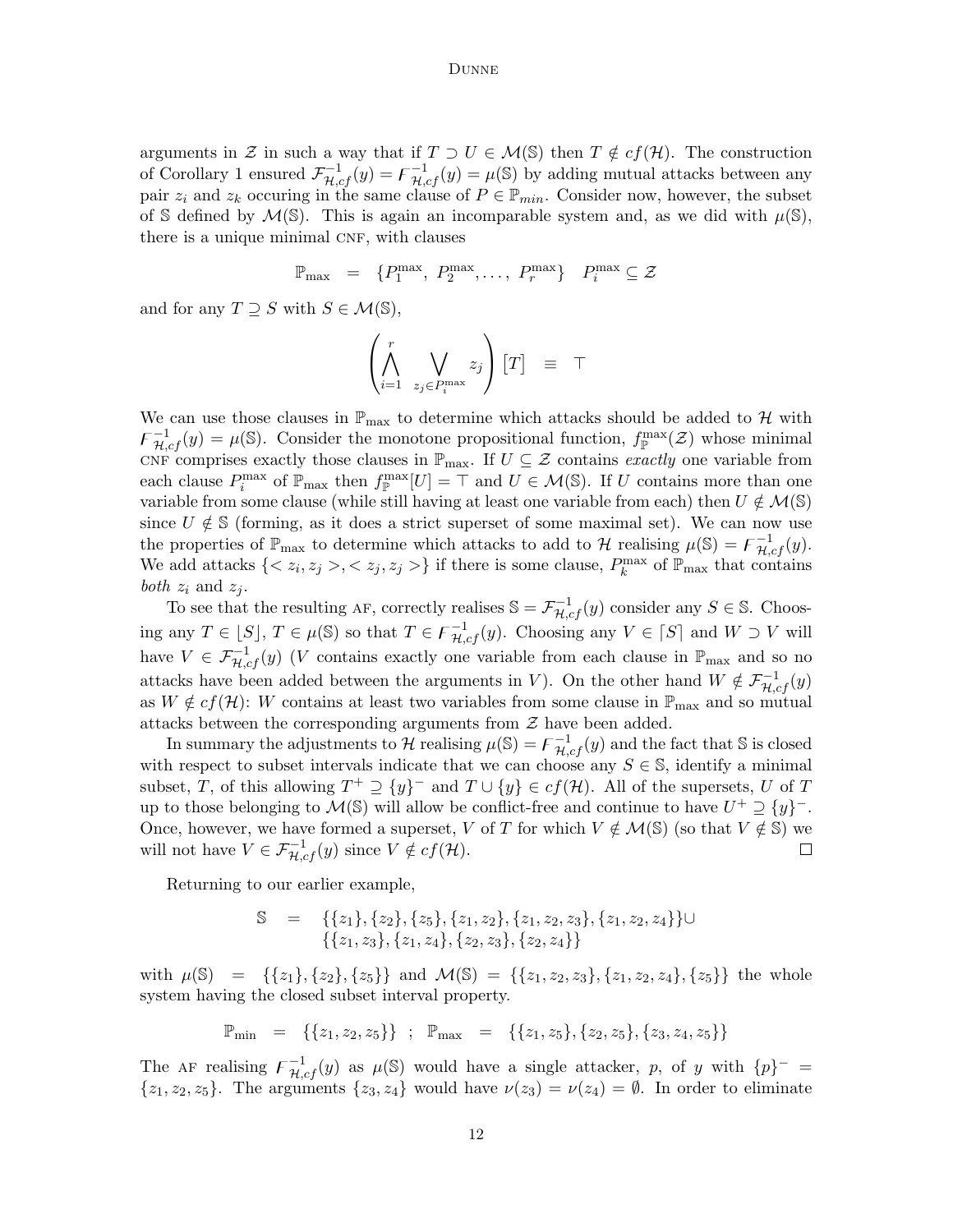arguments in $\mathcal{Z}$ in such a way that if $T \supset U \in \mathcal{M}(\mathbb{S})$ then $T \notin cf(\mathcal{H})$. The construction of Corollary 1 ensured $\mathcal{F}^{-1}_{\mathcal{H},cf}(y) = \digamma^{-1}_{\mathcal{H},cf}(y) = \mu(\mathbb{S})$ by adding mutual attacks between any pair $z_i$ and $z_k$ occuring in the same clause of $P \in \mathbb{P}_{min}$. Consider now, however, the subset of $\mathbb{S}$ defined by $\mathcal{M}(\mathbb{S})$. This is again an incomparable system and, as we did with $\mu(\mathbb{S})$, there is a unique minimal CNF, with clauses

$$\mathbb{P}_{\max} \;=\; \{P_1^{\max},\; P_2^{\max}, \ldots,\; P_r^{\max}\} \quad P_i^{\max} \subseteq \mathcal{Z}$$

and for any $T \supseteq S$ with $S \in \mathcal{M}(\mathbb{S})$,

$$\left( \bigwedge_{i=1}^{r} \bigvee_{z_j \in P_i^{\max}} z_j \right) [T] \;\equiv\; \top$$

We can use those clauses in $\mathbb{P}_{\max}$ to determine which attacks should be added to $\mathcal{H}$ with $\digamma^{-1}_{\mathcal{H},cf}(y) = \mu(\mathbb{S})$. Consider the monotone propositional function, $f^{\max}_{\mathbb{P}}(\mathcal{Z})$ whose minimal CNF comprises exactly those clauses in $\mathbb{P}_{\max}$. If $U \subseteq \mathcal{Z}$ contains *exactly* one variable from each clause $P_i^{\max}$ of $\mathbb{P}_{\max}$ then $f^{\max}_{\mathbb{P}}[U] = \top$ and $U \in \mathcal{M}(\mathbb{S})$. If $U$ contains more than one variable from some clause (while still having at least one variable from each) then $U \notin \mathcal{M}(\mathbb{S})$ since $U \notin \mathbb{S}$ (forming, as it does a strict superset of some maximal set). We can now use the properties of $\mathbb{P}_{\max}$ to determine which attacks to add to $\mathcal{H}$ realising $\mu(\mathbb{S}) = \digamma^{-1}_{\mathcal{H},cf}(y)$. We add attacks $\{< z_i, z_j >, < z_j, z_j >\}$ if there is some clause, $P_k^{\max}$ of $\mathbb{P}_{\max}$ that contains *both* $z_i$ and $z_j$.

To see that the resulting AF, correctly realises $\mathbb{S} = \mathcal{F}^{-1}_{\mathcal{H},cf}(y)$ consider any $S \in \mathbb{S}$. Choosing any $T \in \lfloor S \rfloor$, $T \in \mu(\mathbb{S})$ so that $T \in \digamma^{-1}_{\mathcal{H},cf}(y)$. Choosing any $V \in \lceil S \rceil$ and $W \supset V$ will have $V \in \mathcal{F}^{-1}_{\mathcal{H},cf}(y)$ ($V$ contains exactly one variable from each clause in $\mathbb{P}_{\max}$ and so no attacks have been added between the arguments in $V$). On the other hand $W \notin \mathcal{F}^{-1}_{\mathcal{H},cf}(y)$ as $W \notin cf(\mathcal{H})$: $W$ contains at least two variables from some clause in $\mathbb{P}_{\max}$ and so mutual attacks between the corresponding arguments from $\mathcal{Z}$ have been added.

In summary the adjustments to $\mathcal{H}$ realising $\mu(\mathbb{S}) = \digamma^{-1}_{\mathcal{H},cf}(y)$ and the fact that $\mathbb{S}$ is closed with respect to subset intervals indicate that we can choose any $S \in \mathbb{S}$, identify a minimal subset, $T$, of this allowing $T^+ \supseteq \{y\}^-$ and $T \cup \{y\} \in cf(\mathcal{H})$. All of the supersets, $U$ of $T$ up to those belonging to $\mathcal{M}(\mathbb{S})$ will allow be conflict-free and continue to have $U^+ \supseteq \{y\}^-$. Once, however, we have formed a superset, $V$ of $T$ for which $V \notin \mathcal{M}(\mathbb{S})$ (so that $V \notin \mathbb{S}$) we will not have $V \in \mathcal{F}^{-1}_{\mathcal{H},cf}(y)$ since $V \notin cf(\mathcal{H})$. $\square$

Returning to our earlier example,

$$\begin{aligned}\mathbb{S} \;=\; & \{\{z_1\},\{z_2\},\{z_5\},\{z_1,z_2\},\{z_1,z_2,z_3\},\{z_1,z_2,z_4\}\}\cup \\ & \{\{z_1,z_3\},\{z_1,z_4\},\{z_2,z_3\},\{z_2,z_4\}\}\end{aligned}$$

with $\mu(\mathbb{S}) = \{\{z_1\},\{z_2\},\{z_5\}\}$ and $\mathcal{M}(\mathbb{S}) = \{\{z_1,z_2,z_3\},\{z_1,z_2,z_4\},\{z_5\}\}$ the whole system having the closed subset interval property.

$$\mathbb{P}_{\min} \;=\; \{\{z_1,z_2,z_5\}\} \;\;;\;\; \mathbb{P}_{\max} \;=\; \{\{z_1,z_5\},\{z_2,z_5\},\{z_3,z_4,z_5\}\}$$

The AF realising $\digamma^{-1}_{\mathcal{H},cf}(y)$ as $\mu(\mathbb{S})$ would have a single attacker, $p$, of $y$ with $\{p\}^- = \{z_1,z_2,z_5\}$. The arguments $\{z_3,z_4\}$ would have $\nu(z_3) = \nu(z_4) = \emptyset$. In order to eliminate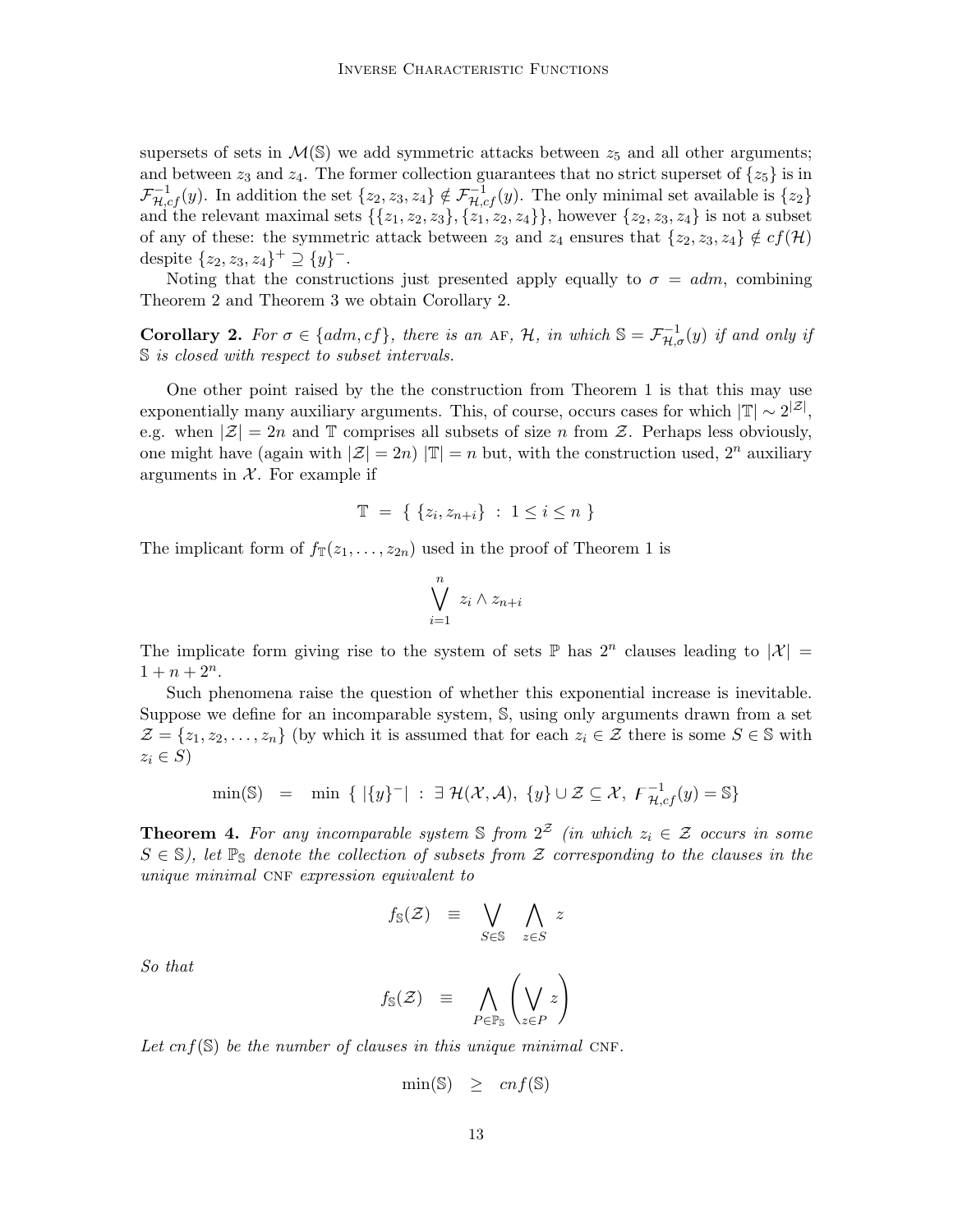supersets of sets in $\mathcal{M}(\mathbb{S})$ we add symmetric attacks between $z_5$ and all other arguments; and between $z_3$ and $z_4$. The former collection guarantees that no strict superset of $\{z_5\}$ is in $\mathcal{F}^{-1}_{\mathcal{H},cf}(y)$. In addition the set $\{z_2, z_3, z_4\} \notin \mathcal{F}^{-1}_{\mathcal{H},cf}(y)$. The only minimal set available is $\{z_2\}$ and the relevant maximal sets $\{\{z_1, z_2, z_3\}, \{z_1, z_2, z_4\}\}$, however $\{z_2, z_3, z_4\}$ is not a subset of any of these: the symmetric attack between $z_3$ and $z_4$ ensures that $\{z_2, z_3, z_4\} \notin cf(\mathcal{H})$ despite $\{z_2, z_3, z_4\}^+ \supseteq \{y\}^-$.

Noting that the constructions just presented apply equally to $\sigma = adm$, combining Theorem 2 and Theorem 3 we obtain Corollary 2.

**Corollary 2.** *For $\sigma \in \{adm, cf\}$, there is an* AF*, $\mathcal{H}$, in which $\mathbb{S} = \mathcal{F}^{-1}_{\mathcal{H},\sigma}(y)$ if and only if $\mathbb{S}$ is closed with respect to subset intervals.*

One other point raised by the the construction from Theorem 1 is that this may use exponentially many auxiliary arguments. This, of course, occurs cases for which $|\mathbb{T}| \sim 2^{|\mathcal{Z}|}$, e.g. when $|\mathcal{Z}| = 2n$ and $\mathbb{T}$ comprises all subsets of size $n$ from $\mathcal{Z}$. Perhaps less obviously, one might have (again with $|\mathcal{Z}| = 2n$) $|\mathbb{T}| = n$ but, with the construction used, $2^n$ auxiliary arguments in $\mathcal{X}$. For example if

$$\mathbb{T} \;=\; \{\ \{z_i, z_{n+i}\} \;:\; 1 \leq i \leq n\ \}$$

The implicant form of $f_{\mathbb{T}}(z_1, \ldots, z_{2n})$ used in the proof of Theorem 1 is

$$\bigvee_{i=1}^{n} z_i \wedge z_{n+i}$$

The implicate form giving rise to the system of sets $\mathbb{P}$ has $2^n$ clauses leading to $|\mathcal{X}| = 1 + n + 2^n$.

Such phenomena raise the question of whether this exponential increase is inevitable. Suppose we define for an incomparable system, $\mathbb{S}$, using only arguments drawn from a set $\mathcal{Z} = \{z_1, z_2, \ldots, z_n\}$ (by which it is assumed that for each $z_i \in \mathcal{Z}$ there is some $S \in \mathbb{S}$ with $z_i \in S$)

$$\min(\mathbb{S}) \quad = \quad \min\ \{\ |\{y\}^-| \;:\; \exists\ \mathcal{H}(\mathcal{X}, \mathcal{A}),\ \{y\} \cup \mathcal{Z} \subseteq \mathcal{X},\ F^{-1}_{\mathcal{H},cf}(y) = \mathbb{S}\}$$

**Theorem 4.** *For any incomparable system $\mathbb{S}$ from $2^{\mathcal{Z}}$ (in which $z_i \in \mathcal{Z}$ occurs in some $S \in \mathbb{S}$), let $\mathbb{P}_{\mathbb{S}}$ denote the collection of subsets from $\mathcal{Z}$ corresponding to the clauses in the unique minimal* CNF *expression equivalent to*

$$f_{\mathbb{S}}(\mathcal{Z}) \quad \equiv \quad \bigvee_{S \in \mathbb{S}} \ \bigwedge_{z \in S} \ z$$

*So that*

$$f_{\mathbb{S}}(\mathcal{Z}) \quad \equiv \quad \bigwedge_{P \in \mathbb{P}_{\mathbb{S}}} \left( \bigvee_{z \in P} z \right)$$

*Let $cnf(\mathbb{S})$ be the number of clauses in this unique minimal* CNF*.*

$$\min(\mathbb{S}) \quad \geq \quad cnf(\mathbb{S})$$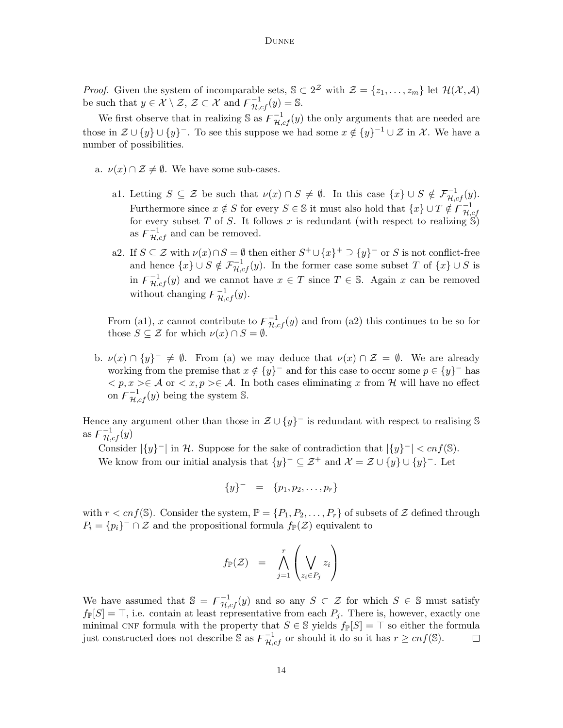*Proof.* Given the system of incomparable sets, $\mathbb{S} \subset 2^{\mathcal{Z}}$ with $\mathcal{Z} = \{z_1, \ldots, z_m\}$ let $\mathcal{H}(\mathcal{X}, \mathcal{A})$ be such that $y \in \mathcal{X} \setminus \mathcal{Z}$, $\mathcal{Z} \subset \mathcal{X}$ and $\mathcal{F}^{-1}_{\mathcal{H},cf}(y) = \mathbb{S}$.

We first observe that in realizing $\mathbb{S}$ as $\mathcal{F}^{-1}_{\mathcal{H},cf}(y)$ the only arguments that are needed are those in $\mathcal{Z} \cup \{y\} \cup \{y\}^-$. To see this suppose we had some $x \notin \{y\}^{-1} \cup \mathcal{Z}$ in $\mathcal{X}$. We have a number of possibilities.

a. $\nu(x) \cap \mathcal{Z} \neq \emptyset$. We have some sub-cases.

   a1. Letting $S \subseteq \mathcal{Z}$ be such that $\nu(x) \cap S \neq \emptyset$. In this case $\{x\} \cup S \notin \mathcal{F}^{-1}_{\mathcal{H},cf}(y)$. Furthermore since $x \notin S$ for every $S \in \mathbb{S}$ it must also hold that $\{x\} \cup T \notin \mathcal{F}^{-1}_{\mathcal{H},cf}$ for every subset $T$ of $S$. It follows $x$ is redundant (with respect to realizing $\mathbb{S}$) as $\mathcal{F}^{-1}_{\mathcal{H},cf}$ and can be removed.

   a2. If $S \subseteq \mathcal{Z}$ with $\nu(x) \cap S = \emptyset$ then either $S^+ \cup \{x\}^+ \supseteq \{y\}^-$ or $S$ is not conflict-free and hence $\{x\} \cup S \notin \mathcal{F}^{-1}_{\mathcal{H},cf}(y)$. In the former case some subset $T$ of $\{x\} \cup S$ is in $\mathcal{F}^{-1}_{\mathcal{H},cf}(y)$ and we cannot have $x \in T$ since $T \in \mathbb{S}$. Again $x$ can be removed without changing $\mathcal{F}^{-1}_{\mathcal{H},cf}(y)$.

   From (a1), $x$ cannot contribute to $\mathcal{F}^{-1}_{\mathcal{H},cf}(y)$ and from (a2) this continues to be so for those $S \subseteq \mathcal{Z}$ for which $\nu(x) \cap S = \emptyset$.

b. $\nu(x) \cap \{y\}^- \neq \emptyset$. From (a) we may deduce that $\nu(x) \cap \mathcal{Z} = \emptyset$. We are already working from the premise that $x \notin \{y\}^-$ and for this case to occur some $p \in \{y\}^-$ has $< p, x > \in \mathcal{A}$ or $< x, p > \in \mathcal{A}$. In both cases eliminating $x$ from $\mathcal{H}$ will have no effect on $\mathcal{F}^{-1}_{\mathcal{H},cf}(y)$ being the system $\mathbb{S}$.

Hence any argument other than those in $\mathcal{Z} \cup \{y\}^-$ is redundant with respect to realising $\mathbb{S}$ as $\mathcal{F}^{-1}_{\mathcal{H},cf}(y)$

Consider $|\{y\}^-|$ in $\mathcal{H}$. Suppose for the sake of contradiction that $|\{y\}^-| < cnf(\mathbb{S})$.

We know from our initial analysis that $\{y\}^- \subseteq \mathcal{Z}^+$ and $\mathcal{X} = \mathcal{Z} \cup \{y\} \cup \{y\}^-$. Let

$$\{y\}^- \quad = \quad \{p_1, p_2, \ldots, p_r\}$$

with $r < cnf(\mathbb{S})$. Consider the system, $\mathbb{P} = \{P_1, P_2, \ldots, P_r\}$ of subsets of $\mathcal{Z}$ defined through $P_i = \{p_i\}^- \cap \mathcal{Z}$ and the propositional formula $f_{\mathbb{P}}(\mathcal{Z})$ equivalent to

$$f_{\mathbb{P}}(\mathcal{Z}) \quad = \quad \bigwedge_{j=1}^{r} \left( \bigvee_{z_i \in P_j} z_i \right)$$

We have assumed that $\mathbb{S} = \mathcal{F}^{-1}_{\mathcal{H},cf}(y)$ and so any $S \subset \mathcal{Z}$ for which $S \in \mathbb{S}$ must satisfy $f_{\mathbb{P}}[S] = \top$, i.e. contain at least representative from each $P_j$. There is, however, exactly one minimal CNF formula with the property that $S \in \mathbb{S}$ yields $f_{\mathbb{P}}[S] = \top$ so either the formula just constructed does not describe $\mathbb{S}$ as $\mathcal{F}^{-1}_{\mathcal{H},cf}$ or should it do so it has $r \geq cnf(\mathbb{S})$. $\square$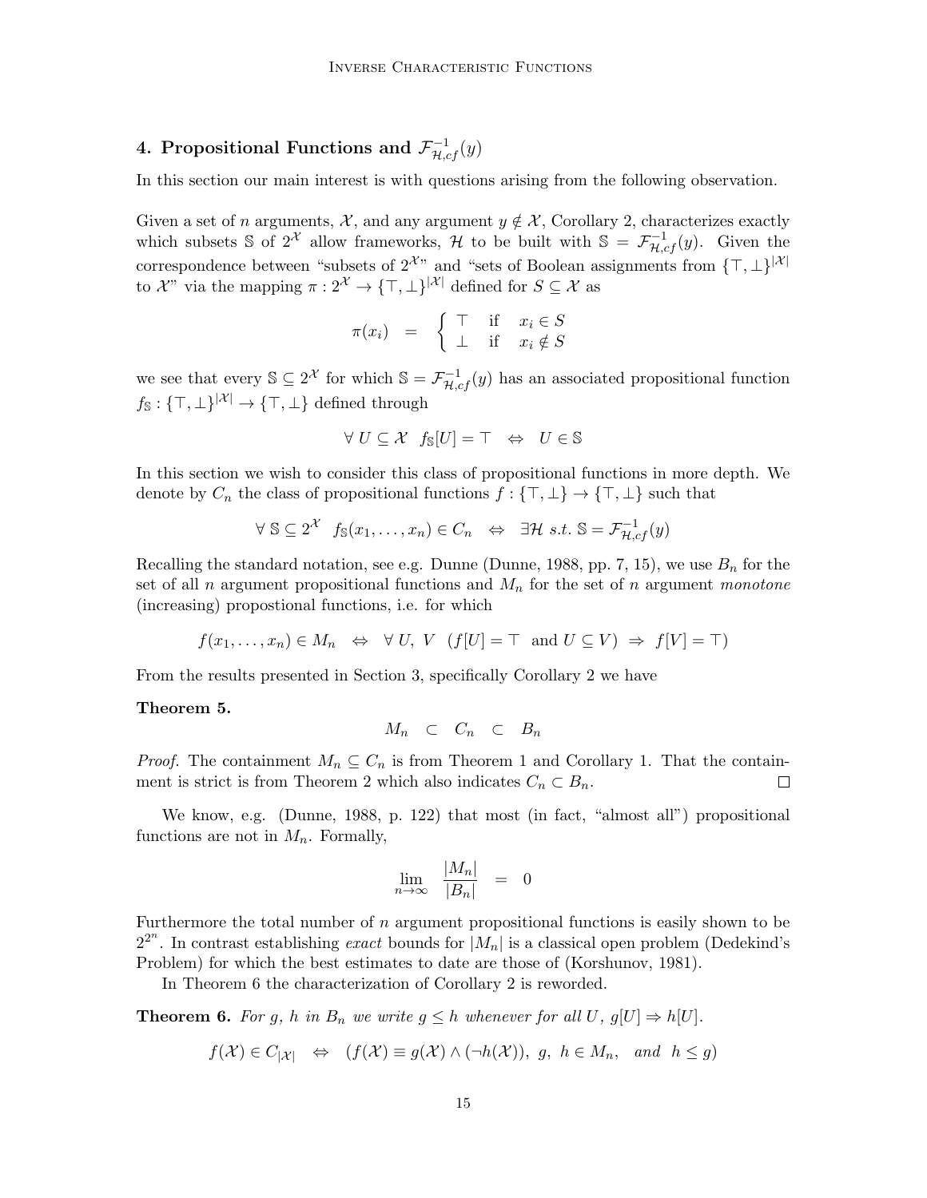## 4. Propositional Functions and $\mathcal{F}^{-1}_{\mathcal{H},cf}(y)$

In this section our main interest is with questions arising from the following observation.

Given a set of $n$ arguments, $\mathcal{X}$, and any argument $y \notin \mathcal{X}$, Corollary 2, characterizes exactly which subsets $\mathbb{S}$ of $2^{\mathcal{X}}$ allow frameworks, $\mathcal{H}$ to be built with $\mathbb{S} = \mathcal{F}^{-1}_{\mathcal{H},cf}(y)$. Given the correspondence between "subsets of $2^{\mathcal{X}}$" and "sets of Boolean assignments from $\{\top,\bot\}^{|\mathcal{X}|}$ to $\mathcal{X}$" via the mapping $\pi : 2^{\mathcal{X}} \to \{\top,\bot\}^{|\mathcal{X}|}$ defined for $S \subseteq \mathcal{X}$ as

$$\pi(x_i) \quad = \quad \begin{cases} \top & \text{if} \quad x_i \in S \\ \bot & \text{if} \quad x_i \notin S \end{cases}$$

we see that every $\mathbb{S} \subseteq 2^{\mathcal{X}}$ for which $\mathbb{S} = \mathcal{F}^{-1}_{\mathcal{H},cf}(y)$ has an associated propositional function $f_{\mathbb{S}} : \{\top,\bot\}^{|\mathcal{X}|} \to \{\top,\bot\}$ defined through

$$\forall\, U \subseteq \mathcal{X} \;\; f_{\mathbb{S}}[U] = \top \quad \Leftrightarrow \quad U \in \mathbb{S}$$

In this section we wish to consider this class of propositional functions in more depth. We denote by $C_n$ the class of propositional functions $f : \{\top,\bot\} \to \{\top,\bot\}$ such that

$$\forall\; \mathbb{S} \subseteq 2^{\mathcal{X}} \;\; f_{\mathbb{S}}(x_1,\ldots,x_n) \in C_n \quad \Leftrightarrow \quad \exists \mathcal{H} \; s.t. \; \mathbb{S} = \mathcal{F}^{-1}_{\mathcal{H},cf}(y)$$

Recalling the standard notation, see e.g. Dunne (Dunne, 1988, pp. 7, 15), we use $B_n$ for the set of all $n$ argument propositional functions and $M_n$ for the set of $n$ argument *monotone* (increasing) propostional functions, i.e. for which

$$f(x_1,\ldots,x_n) \in M_n \quad \Leftrightarrow \quad \forall\; U,\; V \;\; (f[U] = \top \;\text{ and }\; U \subseteq V) \;\Rightarrow\; f[V] = \top)$$

From the results presented in Section 3, specifically Corollary 2 we have

**Theorem 5.**

$$M_n \quad \subset \quad C_n \quad \subset \quad B_n$$

*Proof.* The containment $M_n \subseteq C_n$ is from Theorem 1 and Corollary 1. That the containment is strict is from Theorem 2 which also indicates $C_n \subset B_n$. □

We know, e.g. (Dunne, 1988, p. 122) that most (in fact, "almost all") propositional functions are not in $M_n$. Formally,

$$\lim_{n\to\infty} \; \frac{|M_n|}{|B_n|} \quad = \quad 0$$

Furthermore the total number of $n$ argument propositional functions is easily shown to be $2^{2^n}$. In contrast establishing *exact* bounds for $|M_n|$ is a classical open problem (Dedekind's Problem) for which the best estimates to date are those of (Korshunov, 1981).

In Theorem 6 the characterization of Corollary 2 is reworded.

**Theorem 6.** *For $g$, $h$ in $B_n$ we write $g \leq h$ whenever for all $U$, $g[U] \Rightarrow h[U]$.*

$$f(\mathcal{X}) \in C_{|\mathcal{X}|} \quad \Leftrightarrow \quad (f(\mathcal{X}) \equiv g(\mathcal{X}) \wedge (\neg h(\mathcal{X}))),\;\; g,\;\; h \in M_n, \quad \textit{and} \quad h \leq g)$$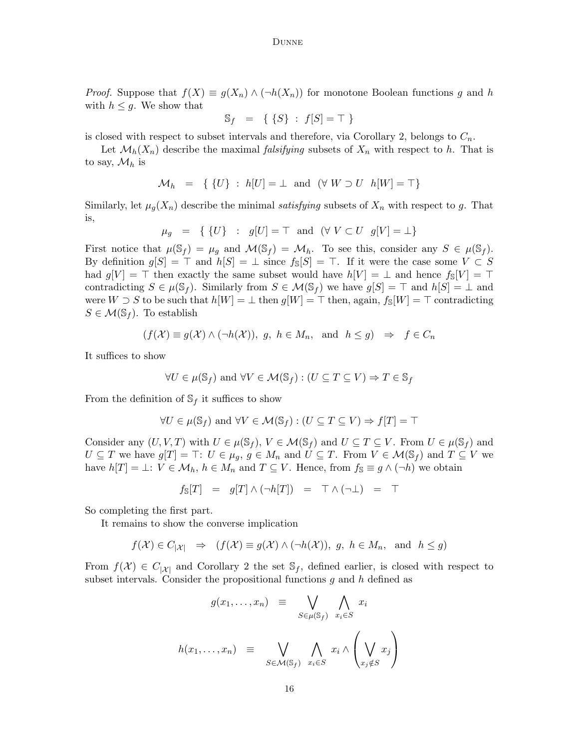*Proof.* Suppose that $f(X) \equiv g(X_n) \wedge (\neg h(X_n))$ for monotone Boolean functions $g$ and $h$ with $h \leq g$. We show that

$$\mathbb{S}_f \quad = \quad \{ \ \{S\} \ : \ f[S] = \top \ \}$$

is closed with respect to subset intervals and therefore, via Corollary 2, belongs to $C_n$.

Let $\mathcal{M}_h(X_n)$ describe the maximal *falsifying* subsets of $X_n$ with respect to $h$. That is to say, $\mathcal{M}_h$ is

$$\mathcal{M}_h \quad = \quad \{ \ \{U\} \ : \ h[U] = \bot \ \text{ and } \ (\forall \ W \supset U \ \ h[W] = \top\}$$

Similarly, let $\mu_g(X_n)$ describe the minimal *satisfying* subsets of $X_n$ with respect to $g$. That is,

$$\mu_g \quad = \quad \{ \ \{U\} \quad : \quad g[U] = \top \ \text{ and } \ (\forall \ V \subset U \ \ g[V] = \bot\}$$

First notice that $\mu(\mathbb{S}_f) = \mu_g$ and $\mathcal{M}(\mathbb{S}_f) = \mathcal{M}_h$. To see this, consider any $S \in \mu(\mathbb{S}_f)$. By definition $g[S] = \top$ and $h[S] = \bot$ since $f_{\mathbb{S}}[S] = \top$. If it were the case some $V \subset S$ had $g[V] = \top$ then exactly the same subset would have $h[V] = \bot$ and hence $f_{\mathbb{S}}[V] = \top$ contradicting $S \in \mu(\mathbb{S}_f)$. Similarly from $S \in \mathcal{M}(\mathbb{S}_f)$ we have $g[S] = \top$ and $h[S] = \bot$ and were $W \supset S$ to be such that $h[W] = \bot$ then $g[W] = \top$ then, again, $f_{\mathbb{S}}[W] = \top$ contradicting $S \in \mathcal{M}(\mathbb{S}_f)$. To establish

$$(f(\mathcal{X}) \equiv g(\mathcal{X}) \wedge (\neg h(\mathcal{X})), \ g, \ h \in M_n, \ \text{ and } \ h \leq g) \quad \Rightarrow \quad f \in C_n$$

It suffices to show

$$\forall U \in \mu(\mathbb{S}_f) \text{ and } \forall V \in \mathcal{M}(\mathbb{S}_f) : (U \subseteq T \subseteq V) \Rightarrow T \in \mathbb{S}_f$$

From the definition of $\mathbb{S}_f$ it suffices to show

$$\forall U \in \mu(\mathbb{S}_f) \text{ and } \forall V \in \mathcal{M}(\mathbb{S}_f) : (U \subseteq T \subseteq V) \Rightarrow f[T] = \top$$

Consider any $(U, V, T)$ with $U \in \mu(\mathbb{S}_f)$, $V \in \mathcal{M}(\mathbb{S}_f)$ and $U \subseteq T \subseteq V$. From $U \in \mu(\mathbb{S}_f)$ and $U \subseteq T$ we have $g[T] = \top$: $U \in \mu_g$, $g \in M_n$ and $U \subseteq T$. From $V \in \mathcal{M}(\mathbb{S}_f)$ and $T \subseteq V$ we have $h[T] = \bot$: $V \in \mathcal{M}_h$, $h \in M_n$ and $T \subseteq V$. Hence, from $f_{\mathbb{S}} \equiv g \wedge (\neg h)$ we obtain

$$f_{\mathbb{S}}[T] \quad = \quad g[T] \wedge (\neg h[T]) \quad = \quad \top \wedge (\neg \bot) \quad = \quad \top$$

So completing the first part.

It remains to show the converse implication

$$f(\mathcal{X}) \in C_{|\mathcal{X}|} \quad \Rightarrow \quad (f(\mathcal{X}) \equiv g(\mathcal{X}) \wedge (\neg h(\mathcal{X})), \ g, \ h \in M_n, \ \text{ and } \ h \leq g)$$

From $f(\mathcal{X}) \in C_{|\mathcal{X}|}$ and Corollary 2 the set $\mathbb{S}_f$, defined earlier, is closed with respect to subset intervals. Consider the propositional functions $g$ and $h$ defined as

$$g(x_1, \ldots, x_n) \quad \equiv \quad \bigvee_{S \in \mu(\mathbb{S}_f)} \ \bigwedge_{x_i \in S} x_i$$

$$h(x_1, \ldots, x_n) \quad \equiv \quad \bigvee_{S \in \mathcal{M}(\mathbb{S}_f)} \ \bigwedge_{x_i \in S} x_i \wedge \left( \bigvee_{x_j \notin S} x_j \right)$$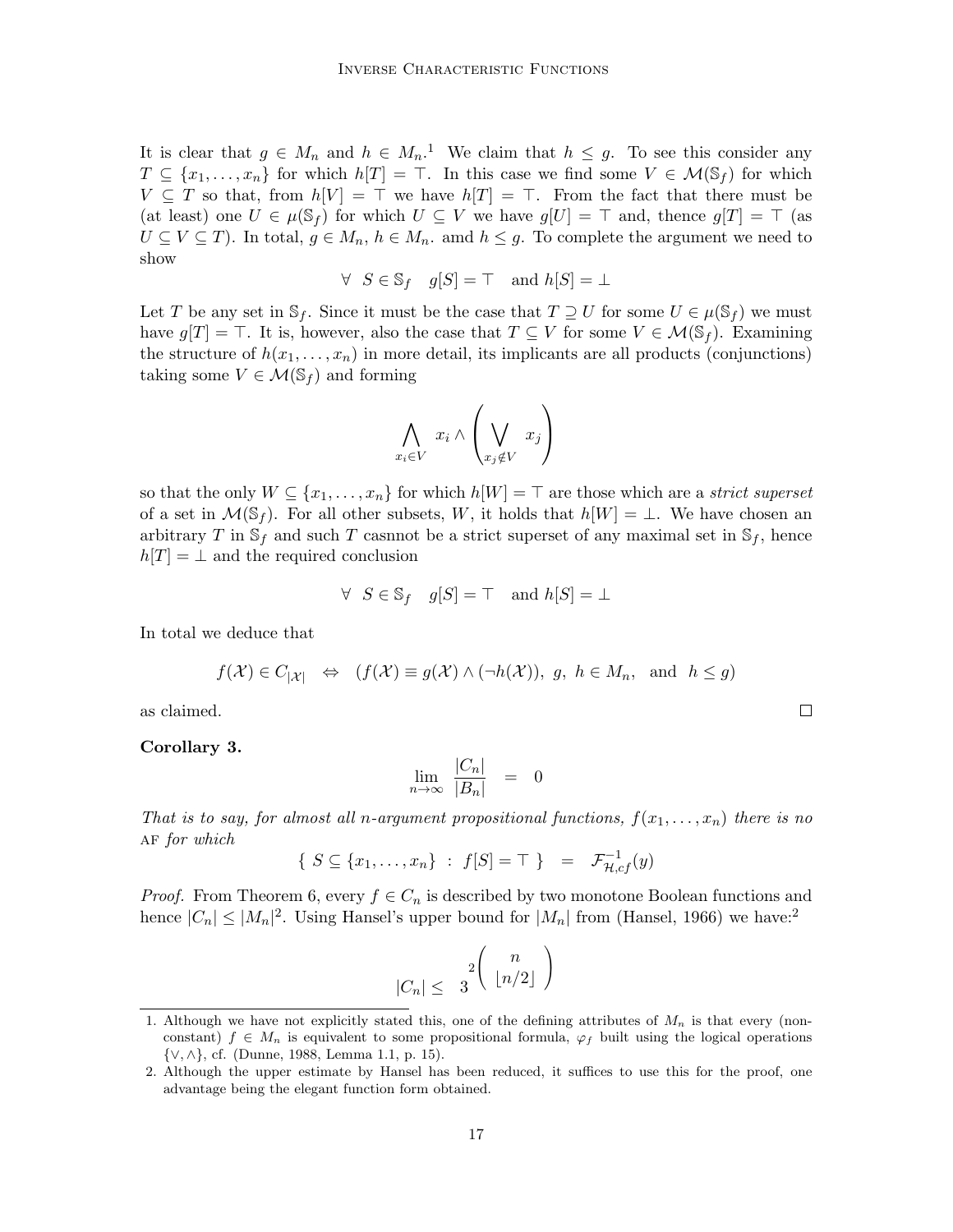It is clear that $g \in M_n$ and $h \in M_n$.[1] We claim that $h \leq g$. To see this consider any $T \subseteq \{x_1, \ldots, x_n\}$ for which $h[T] = \top$. In this case we find some $V \in \mathcal{M}(\mathbb{S}_f)$ for which $V \subseteq T$ so that, from $h[V] = \top$ we have $h[T] = \top$. From the fact that there must be (at least) one $U \in \mu(\mathbb{S}_f)$ for which $U \subseteq V$ we have $g[U] = \top$ and, thence $g[T] = \top$ (as $U \subseteq V \subseteq T$). In total, $g \in M_n$, $h \in M_n$. amd $h \leq g$. To complete the argument we need to show

$$\forall \;\; S \in \mathbb{S}_f \quad g[S] = \top \quad \text{and } h[S] = \bot$$

Let $T$ be any set in $\mathbb{S}_f$. Since it must be the case that $T \supseteq U$ for some $U \in \mu(\mathbb{S}_f)$ we must have $g[T] = \top$. It is, however, also the case that $T \subseteq V$ for some $V \in \mathcal{M}(\mathbb{S}_f)$. Examining the structure of $h(x_1, \ldots, x_n)$ in more detail, its implicants are all products (conjunctions) taking some $V \in \mathcal{M}(\mathbb{S}_f)$ and forming

$$\bigwedge_{x_i \in V} x_i \wedge \left( \bigvee_{x_j \notin V} x_j \right)$$

so that the only $W \subseteq \{x_1, \ldots, x_n\}$ for which $h[W] = \top$ are those which are a *strict superset* of a set in $\mathcal{M}(\mathbb{S}_f)$. For all other subsets, $W$, it holds that $h[W] = \bot$. We have chosen an arbitrary $T$ in $\mathbb{S}_f$ and such $T$ casnnot be a strict superset of any maximal set in $\mathbb{S}_f$, hence $h[T] = \bot$ and the required conclusion

$$\forall \;\; S \in \mathbb{S}_f \quad g[S] = \top \quad \text{and } h[S] = \bot$$

In total we deduce that

$$f(\mathcal{X}) \in C_{|\mathcal{X}|} \quad \Leftrightarrow \quad (f(\mathcal{X}) \equiv g(\mathcal{X}) \wedge (\neg h(\mathcal{X})),\; g,\; h \in M_n, \;\; \text{and} \;\; h \leq g)$$

as claimed. ∎

**Corollary 3.**

$$\lim_{n \to \infty} \frac{|C_n|}{|B_n|} \quad = \quad 0$$

*That is to say, for almost all n-argument propositional functions, $f(x_1, \ldots, x_n)$ there is no* AF *for which*

$$\{ \; S \subseteq \{x_1, \ldots, x_n\} \;\; : \;\; f[S] = \top \; \} \quad = \quad \mathcal{F}^{-1}_{\mathcal{H},cf}(y)$$

*Proof.* From Theorem 6, every $f \in C_n$ is described by two monotone Boolean functions and hence $|C_n| \leq |M_n|^2$. Using Hansel's upper bound for $|M_n|$ from (Hansel, 1966) we have:[2]

$$|C_n| \leq \;\; 3^{2\binom{n}{\lfloor n/2 \rfloor}}$$

---

1. Although we have not explicitly stated this, one of the defining attributes of $M_n$ is that every (non-constant) $f \in M_n$ is equivalent to some propositional formula, $\varphi_f$ built using the logical operations $\{\vee, \wedge\}$, cf. (Dunne, 1988, Lemma 1.1, p. 15).
2. Although the upper estimate by Hansel has been reduced, it suffices to use this for the proof, one advantage being the elegant function form obtained.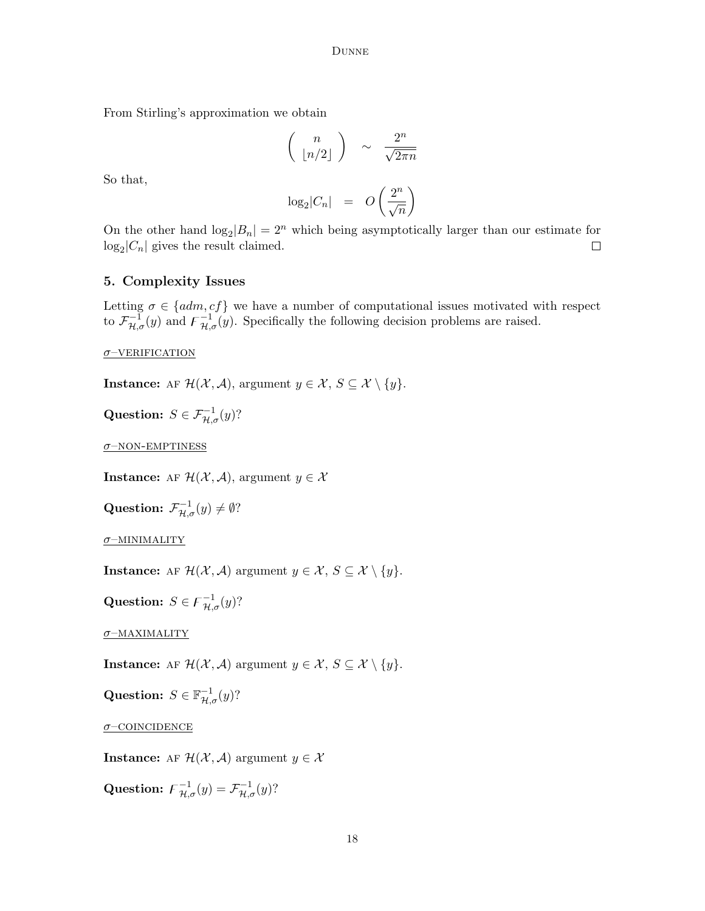From Stirling's approximation we obtain

$$\binom{n}{\lfloor n/2 \rfloor} \sim \frac{2^n}{\sqrt{2\pi n}}$$

So that,

$$\log_2 |C_n| = O\left(\frac{2^n}{\sqrt{n}}\right)$$

On the other hand $\log_2 |B_n| = 2^n$ which being asymptotically larger than our estimate for $\log_2 |C_n|$ gives the result claimed. □

## 5. Complexity Issues

Letting $\sigma \in \{adm, cf\}$ we have a number of computational issues motivated with respect to $\mathcal{F}^{-1}_{\mathcal{H},\sigma}(y)$ and $\digamma^{-1}_{\mathcal{H},\sigma}(y)$. Specifically the following decision problems are raised.

<u>$\sigma$–VERIFICATION</u>

**Instance:** AF $\mathcal{H}(\mathcal{X}, \mathcal{A})$, argument $y \in \mathcal{X}$, $S \subseteq \mathcal{X} \setminus \{y\}$.

**Question:** $S \in \mathcal{F}^{-1}_{\mathcal{H},\sigma}(y)$?

<u>$\sigma$–NON-EMPTINESS</u>

**Instance:** AF $\mathcal{H}(\mathcal{X}, \mathcal{A})$, argument $y \in \mathcal{X}$

**Question:** $\mathcal{F}^{-1}_{\mathcal{H},\sigma}(y) \neq \emptyset$?

<u>$\sigma$–MINIMALITY</u>

**Instance:** AF $\mathcal{H}(\mathcal{X}, \mathcal{A})$ argument $y \in \mathcal{X}$, $S \subseteq \mathcal{X} \setminus \{y\}$.

**Question:** $S \in \digamma^{-1}_{\mathcal{H},\sigma}(y)$?

<u>$\sigma$–MAXIMALITY</u>

**Instance:** AF $\mathcal{H}(\mathcal{X}, \mathcal{A})$ argument $y \in \mathcal{X}$, $S \subseteq \mathcal{X} \setminus \{y\}$.

**Question:** $S \in \mathbb{F}^{-1}_{\mathcal{H},\sigma}(y)$?

<u>$\sigma$–COINCIDENCE</u>

**Instance:** AF $\mathcal{H}(\mathcal{X}, \mathcal{A})$ argument $y \in \mathcal{X}$

**Question:** $\digamma^{-1}_{\mathcal{H},\sigma}(y) = \mathcal{F}^{-1}_{\mathcal{H},\sigma}(y)$?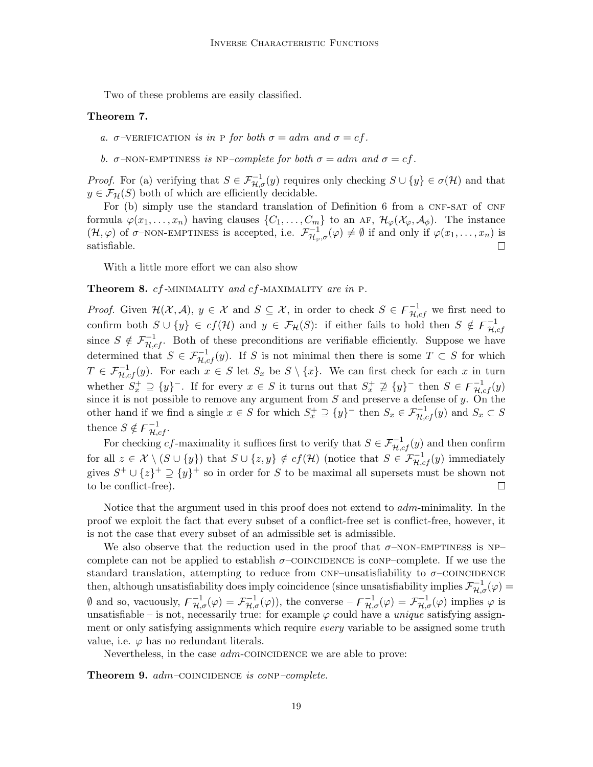Two of these problems are easily classified.

**Theorem 7.**

*a. $\sigma$–VERIFICATION is in P for both $\sigma = adm$ and $\sigma = cf$.*

*b. $\sigma$–NON-EMPTINESS is NP–complete for both $\sigma = adm$ and $\sigma = cf$.*

*Proof.* For (a) verifying that $S \in \mathcal{F}^{-1}_{\mathcal{H},\sigma}(y)$ requires only checking $S \cup \{y\} \in \sigma(\mathcal{H})$ and that $y \in \mathcal{F}_{\mathcal{H}}(S)$ both of which are efficiently decidable.

For (b) simply use the standard translation of Definition 6 from a CNF-SAT of CNF formula $\varphi(x_1, \ldots, x_n)$ having clauses $\{C_1, \ldots, C_m\}$ to an AF, $\mathcal{H}_\varphi(\mathcal{X}_\varphi, \mathcal{A}_\phi)$. The instance $(\mathcal{H}, \varphi)$ of $\sigma$–NON-EMPTINESS is accepted, i.e. $\mathcal{F}^{-1}_{\mathcal{H}_\varphi,\sigma}(\varphi) \neq \emptyset$ if and only if $\varphi(x_1, \ldots, x_n)$ is satisfiable. ∎

With a little more effort we can also show

**Theorem 8.** *$cf$-MINIMALITY and $cf$-MAXIMALITY are in P.*

*Proof.* Given $\mathcal{H}(\mathcal{X}, \mathcal{A})$, $y \in \mathcal{X}$ and $S \subseteq \mathcal{X}$, in order to check $S \in \digamma^{-1}_{\mathcal{H},cf}$ we first need to confirm both $S \cup \{y\} \in cf(\mathcal{H})$ and $y \in \mathcal{F}_{\mathcal{H}}(S)$: if either fails to hold then $S \notin \digamma^{-1}_{\mathcal{H},cf}$ since $S \notin \mathcal{F}^{-1}_{\mathcal{H},cf}$. Both of these preconditions are verifiable efficiently. Suppose we have determined that $S \in \mathcal{F}^{-1}_{\mathcal{H},cf}(y)$. If $S$ is not minimal then there is some $T \subset S$ for which $T \in \mathcal{F}^{-1}_{\mathcal{H},cf}(y)$. For each $x \in S$ let $S_x$ be $S \setminus \{x\}$. We can first check for each $x$ in turn whether $S^+_x \supseteq \{y\}^-$. If for every $x \in S$ it turns out that $S^+_x \not\supseteq \{y\}^-$ then $S \in \digamma^{-1}_{\mathcal{H},cf}(y)$ since it is not possible to remove any argument from $S$ and preserve a defense of $y$. On the other hand if we find a single $x \in S$ for which $S^+_x \supseteq \{y\}^-$ then $S_x \in \mathcal{F}^{-1}_{\mathcal{H},cf}(y)$ and $S_x \subset S$ thence $S \notin \digamma^{-1}_{\mathcal{H},cf}$.

For checking $cf$-maximality it suffices first to verify that $S \in \mathcal{F}^{-1}_{\mathcal{H},cf}(y)$ and then confirm for all $z \in \mathcal{X} \setminus (S \cup \{y\})$ that $S \cup \{z, y\} \notin cf(\mathcal{H})$ (notice that $S \in \mathcal{F}^{-1}_{\mathcal{H},cf}(y)$ immediately gives $S^+ \cup \{z\}^+ \supseteq \{y\}^+$ so in order for $S$ to be maximal all supersets must be shown not to be conflict-free). ∎

Notice that the argument used in this proof does not extend to $adm$-minimality. In the proof we exploit the fact that every subset of a conflict-free set is conflict-free, however, it is not the case that every subset of an admissible set is admissible.

We also observe that the reduction used in the proof that $\sigma$–NON-EMPTINESS is NP–complete can not be applied to establish $\sigma$–COINCIDENCE is coNP–complete. If we use the standard translation, attempting to reduce from CNF–unsatisfiability to $\sigma$–COINCIDENCE then, although unsatisfiability does imply coincidence (since unsatisfiability implies $\mathcal{F}^{-1}_{\mathcal{H},\sigma}(\varphi) = \emptyset$ and so, vacuously, $\digamma^{-1}_{\mathcal{H},\sigma}(\varphi) = \mathcal{F}^{-1}_{\mathcal{H},\sigma}(\varphi)$), the converse – $\digamma^{-1}_{\mathcal{H},\sigma}(\varphi) = \mathcal{F}^{-1}_{\mathcal{H},\sigma}(\varphi)$ implies $\varphi$ is unsatisfiable – is not, necessarily true: for example $\varphi$ could have a *unique* satisfying assignment or only satisfying assignments which require *every* variable to be assigned some truth value, i.e. $\varphi$ has no redundant literals.

Nevertheless, in the case $adm$-COINCIDENCE we are able to prove:

**Theorem 9.** *$adm$–COINCIDENCE is coNP–complete.*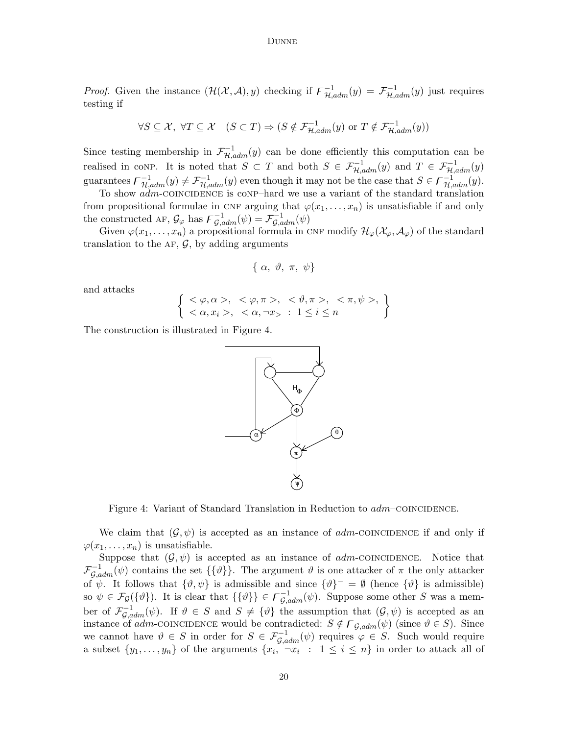*Proof.* Given the instance $(\mathcal{H}(\mathcal{X}, \mathcal{A}), y)$ checking if $\digamma^{-1}_{\mathcal{H},adm}(y) = \mathcal{F}^{-1}_{\mathcal{H},adm}(y)$ just requires testing if

$$\forall S \subseteq \mathcal{X},\ \forall T \subseteq \mathcal{X} \quad (S \subset T) \Rightarrow (S \notin \mathcal{F}^{-1}_{\mathcal{H},adm}(y) \text{ or } T \notin \mathcal{F}^{-1}_{\mathcal{H},adm}(y))$$

Since testing membership in $\mathcal{F}^{-1}_{\mathcal{H},adm}(y)$ can be done efficiently this computation can be realised in CONP. It is noted that $S \subset T$ and both $S \in \mathcal{F}^{-1}_{\mathcal{H},adm}(y)$ and $T \in \mathcal{F}^{-1}_{\mathcal{H},adm}(y)$ guarantees $\digamma^{-1}_{\mathcal{H},adm}(y) \neq \mathcal{F}^{-1}_{\mathcal{H},adm}(y)$ even though it may not be the case that $S \in \digamma^{-1}_{\mathcal{H},adm}(y)$.

To show *adm*-COINCIDENCE is CONP–hard we use a variant of the standard translation from propositional formulae in CNF arguing that $\varphi(x_1, \ldots, x_n)$ is unsatisfiable if and only the constructed AF, $\mathcal{G}_\varphi$ has $\digamma^{-1}_{\mathcal{G},adm}(\psi) = \mathcal{F}^{-1}_{\mathcal{G},adm}(\psi)$

Given $\varphi(x_1, \ldots, x_n)$ a propositional formula in CNF modify $\mathcal{H}_\varphi(\mathcal{X}_\varphi, \mathcal{A}_\varphi)$ of the standard translation to the AF, $\mathcal{G}$, by adding arguments

$$\{\ \alpha,\ \vartheta,\ \pi,\ \psi\}$$

and attacks

$$\left\{ \begin{array}{l} <\varphi,\alpha>,\ \ <\varphi,\pi>,\ \ <\vartheta,\pi>,\ \ <\pi,\psi>, \\ <\alpha,x_i>,\ \ <\alpha,\neg x_>\ :\ 1 \leq i \leq n \end{array} \right\}$$

The construction is illustrated in Figure 4.

Figure 4: Variant of Standard Translation in Reduction to *adm*–COINCIDENCE.

We claim that $(\mathcal{G}, \psi)$ is accepted as an instance of *adm*-COINCIDENCE if and only if $\varphi(x_1, \ldots, x_n)$ is unsatisfiable.

Suppose that $(\mathcal{G}, \psi)$ is accepted as an instance of *adm*-COINCIDENCE. Notice that $\mathcal{F}^{-1}_{\mathcal{G},adm}(\psi)$ contains the set $\{\{\vartheta\}\}$. The argument $\vartheta$ is one attacker of $\pi$ the only attacker of $\psi$. It follows that $\{\vartheta, \psi\}$ is admissible and since $\{\vartheta\}^- = \emptyset$ (hence $\{\vartheta\}$ is admissible) so $\psi \in \mathcal{F}_\mathcal{G}(\{\vartheta\})$. It is clear that $\{\{\vartheta\}\} \in \digamma^{-1}_{\mathcal{G},adm}(\psi)$. Suppose some other $S$ was a member of $\mathcal{F}^{-1}_{\mathcal{G},adm}(\psi)$. If $\vartheta \in S$ and $S \neq \{\vartheta\}$ the assumption that $(\mathcal{G}, \psi)$ is accepted as an instance of *adm*-COINCIDENCE would be contradicted: $S \notin \digamma_{\mathcal{G},adm}(\psi)$ (since $\vartheta \in S$). Since we cannot have $\vartheta \in S$ in order for $S \in \mathcal{F}^{-1}_{\mathcal{G},adm}(\psi)$ requires $\varphi \in S$. Such would require a subset $\{y_1, \ldots, y_n\}$ of the arguments $\{x_i,\ \neg x_i\ :\ 1 \leq i \leq n\}$ in order to attack all of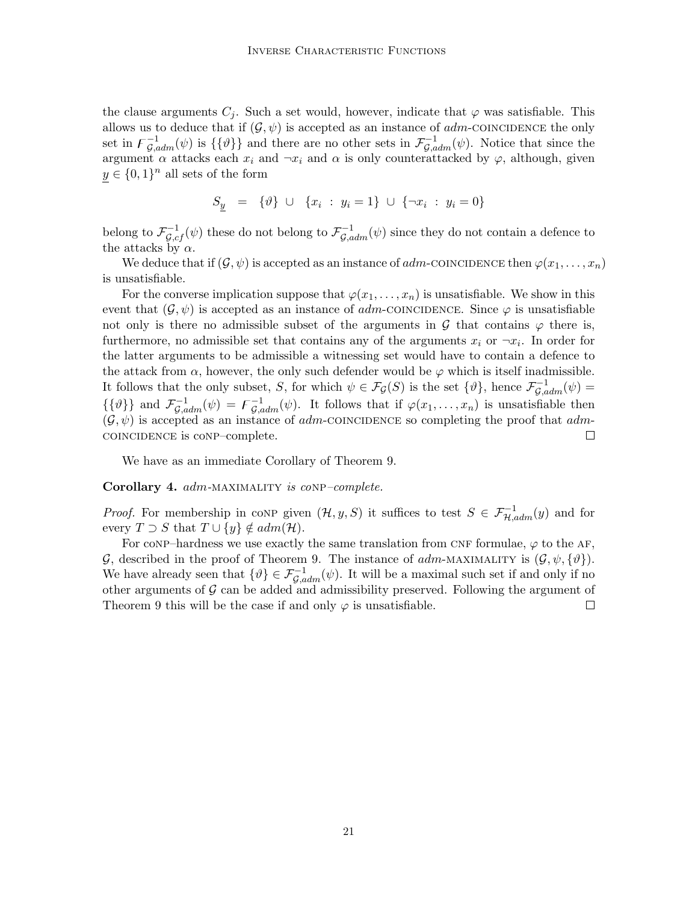the clause arguments $C_j$. Such a set would, however, indicate that $\varphi$ was satisfiable. This allows us to deduce that if $(\mathcal{G}, \psi)$ is accepted as an instance of *adm*-COINCIDENCE the only set in $F^{-1}_{\mathcal{G},adm}(\psi)$ is $\{\{\vartheta\}\}$ and there are no other sets in $\mathcal{F}^{-1}_{\mathcal{G},adm}(\psi)$. Notice that since the argument $\alpha$ attacks each $x_i$ and $\neg x_i$ and $\alpha$ is only counterattacked by $\varphi$, although, given $\underline{y} \in \{0,1\}^n$ all sets of the form

$$S_{\underline{y}} \;\;=\;\; \{\vartheta\} \;\cup\;\; \{x_i \;:\; y_i = 1\} \;\cup\; \{\neg x_i \;:\; y_i = 0\}$$

belong to $\mathcal{F}^{-1}_{\mathcal{G},cf}(\psi)$ these do not belong to $\mathcal{F}^{-1}_{\mathcal{G},adm}(\psi)$ since they do not contain a defence to the attacks by $\alpha$.

We deduce that if $(\mathcal{G}, \psi)$ is accepted as an instance of *adm*-COINCIDENCE then $\varphi(x_1, \ldots, x_n)$ is unsatisfiable.

For the converse implication suppose that $\varphi(x_1, \ldots, x_n)$ is unsatisfiable. We show in this event that $(\mathcal{G}, \psi)$ is accepted as an instance of *adm*-COINCIDENCE. Since $\varphi$ is unsatisfiable not only is there no admissible subset of the arguments in $\mathcal{G}$ that contains $\varphi$ there is, furthermore, no admissible set that contains any of the arguments $x_i$ or $\neg x_i$. In order for the latter arguments to be admissible a witnessing set would have to contain a defence to the attack from $\alpha$, however, the only such defender would be $\varphi$ which is itself inadmissible. It follows that the only subset, $S$, for which $\psi \in \mathcal{F}_{\mathcal{G}}(S)$ is the set $\{\vartheta\}$, hence $\mathcal{F}^{-1}_{\mathcal{G},adm}(\psi) = \{\{\vartheta\}\}$ and $\mathcal{F}^{-1}_{\mathcal{G},adm}(\psi) = F^{-1}_{\mathcal{G},adm}(\psi)$. It follows that if $\varphi(x_1, \ldots, x_n)$ is unsatisfiable then $(\mathcal{G}, \psi)$ is accepted as an instance of *adm*-COINCIDENCE so completing the proof that *adm*-COINCIDENCE is coNP–complete. □

We have as an immediate Corollary of Theorem 9.

**Corollary 4.** *adm-MAXIMALITY is coNP–complete.*

*Proof.* For membership in coNP given $(\mathcal{H}, y, S)$ it suffices to test $S \in \mathcal{F}^{-1}_{\mathcal{H},adm}(y)$ and for every $T \supset S$ that $T \cup \{y\} \notin adm(\mathcal{H})$.

For coNP–hardness we use exactly the same translation from CNF formulae, $\varphi$ to the AF, $\mathcal{G}$, described in the proof of Theorem 9. The instance of *adm*-MAXIMALITY is $(\mathcal{G}, \psi, \{\vartheta\})$. We have already seen that $\{\vartheta\} \in \mathcal{F}^{-1}_{\mathcal{G},adm}(\psi)$. It will be a maximal such set if and only if no other arguments of $\mathcal{G}$ can be added and admissibility preserved. Following the argument of Theorem 9 this will be the case if and only $\varphi$ is unsatisfiable. □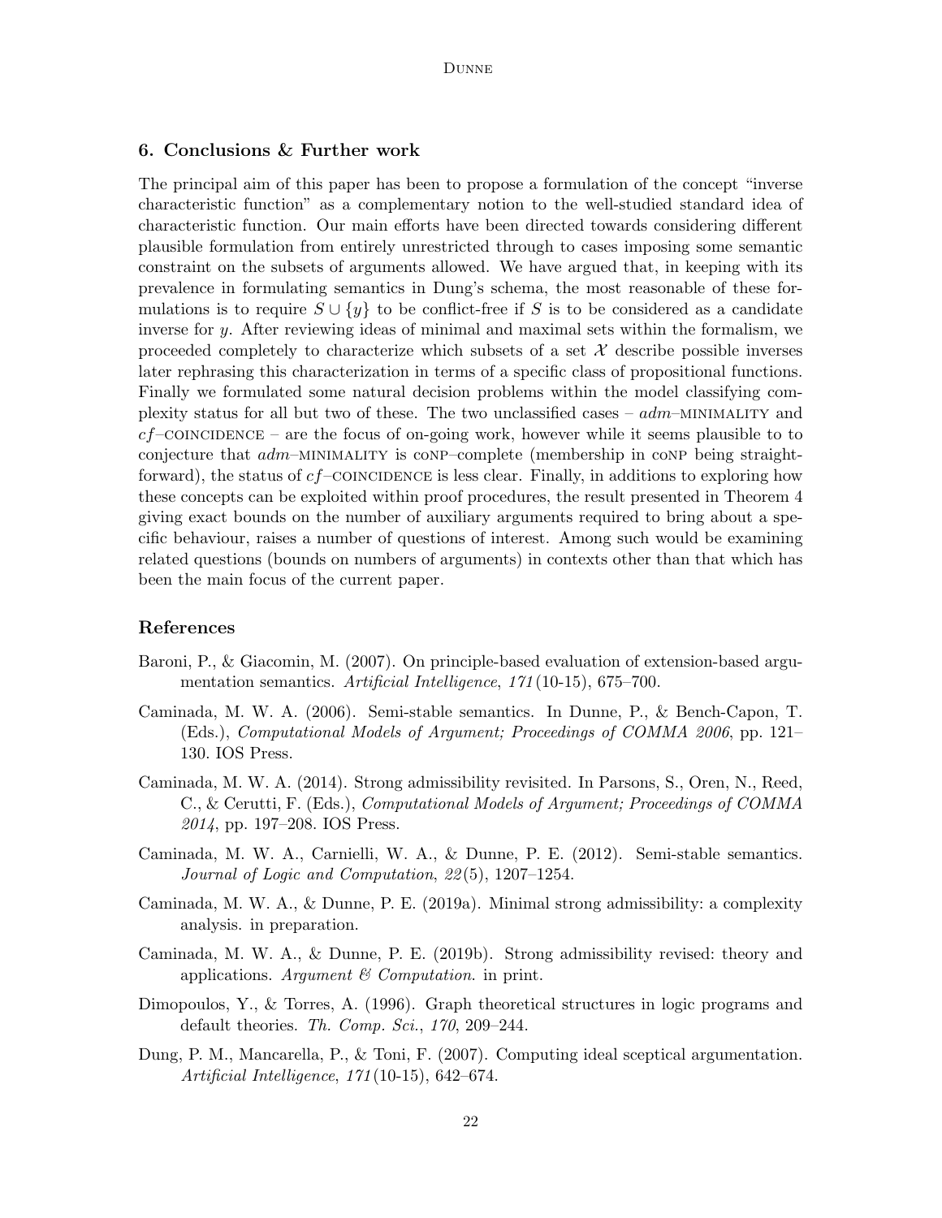## 6. Conclusions & Further work

The principal aim of this paper has been to propose a formulation of the concept "inverse characteristic function" as a complementary notion to the well-studied standard idea of characteristic function. Our main efforts have been directed towards considering different plausible formulation from entirely unrestricted through to cases imposing some semantic constraint on the subsets of arguments allowed. We have argued that, in keeping with its prevalence in formulating semantics in Dung's schema, the most reasonable of these formulations is to require $S \cup \{y\}$ to be conflict-free if $S$ is to be considered as a candidate inverse for $y$. After reviewing ideas of minimal and maximal sets within the formalism, we proceeded completely to characterize which subsets of a set $\mathcal{X}$ describe possible inverses later rephrasing this characterization in terms of a specific class of propositional functions. Finally we formulated some natural decision problems within the model classifying complexity status for all but two of these. The two unclassified cases – *adm*–MINIMALITY and *cf*–COINCIDENCE – are the focus of on-going work, however while it seems plausible to to conjecture that *adm*–MINIMALITY is coNP–complete (membership in coNP being straightforward), the status of *cf*–COINCIDENCE is less clear. Finally, in additions to exploring how these concepts can be exploited within proof procedures, the result presented in Theorem 4 giving exact bounds on the number of auxiliary arguments required to bring about a specific behaviour, raises a number of questions of interest. Among such would be examining related questions (bounds on numbers of arguments) in contexts other than that which has been the main focus of the current paper.

## References

Baroni, P., & Giacomin, M. (2007). On principle-based evaluation of extension-based argumentation semantics. *Artificial Intelligence*, *171*(10-15), 675–700.

Caminada, M. W. A. (2006). Semi-stable semantics. In Dunne, P., & Bench-Capon, T. (Eds.), *Computational Models of Argument; Proceedings of COMMA 2006*, pp. 121–130. IOS Press.

Caminada, M. W. A. (2014). Strong admissibility revisited. In Parsons, S., Oren, N., Reed, C., & Cerutti, F. (Eds.), *Computational Models of Argument; Proceedings of COMMA 2014*, pp. 197–208. IOS Press.

Caminada, M. W. A., Carnielli, W. A., & Dunne, P. E. (2012). Semi-stable semantics. *Journal of Logic and Computation*, *22*(5), 1207–1254.

Caminada, M. W. A., & Dunne, P. E. (2019a). Minimal strong admissibility: a complexity analysis. in preparation.

Caminada, M. W. A., & Dunne, P. E. (2019b). Strong admissibility revised: theory and applications. *Argument & Computation*. in print.

Dimopoulos, Y., & Torres, A. (1996). Graph theoretical structures in logic programs and default theories. *Th. Comp. Sci.*, *170*, 209–244.

Dung, P. M., Mancarella, P., & Toni, F. (2007). Computing ideal sceptical argumentation. *Artificial Intelligence*, *171*(10-15), 642–674.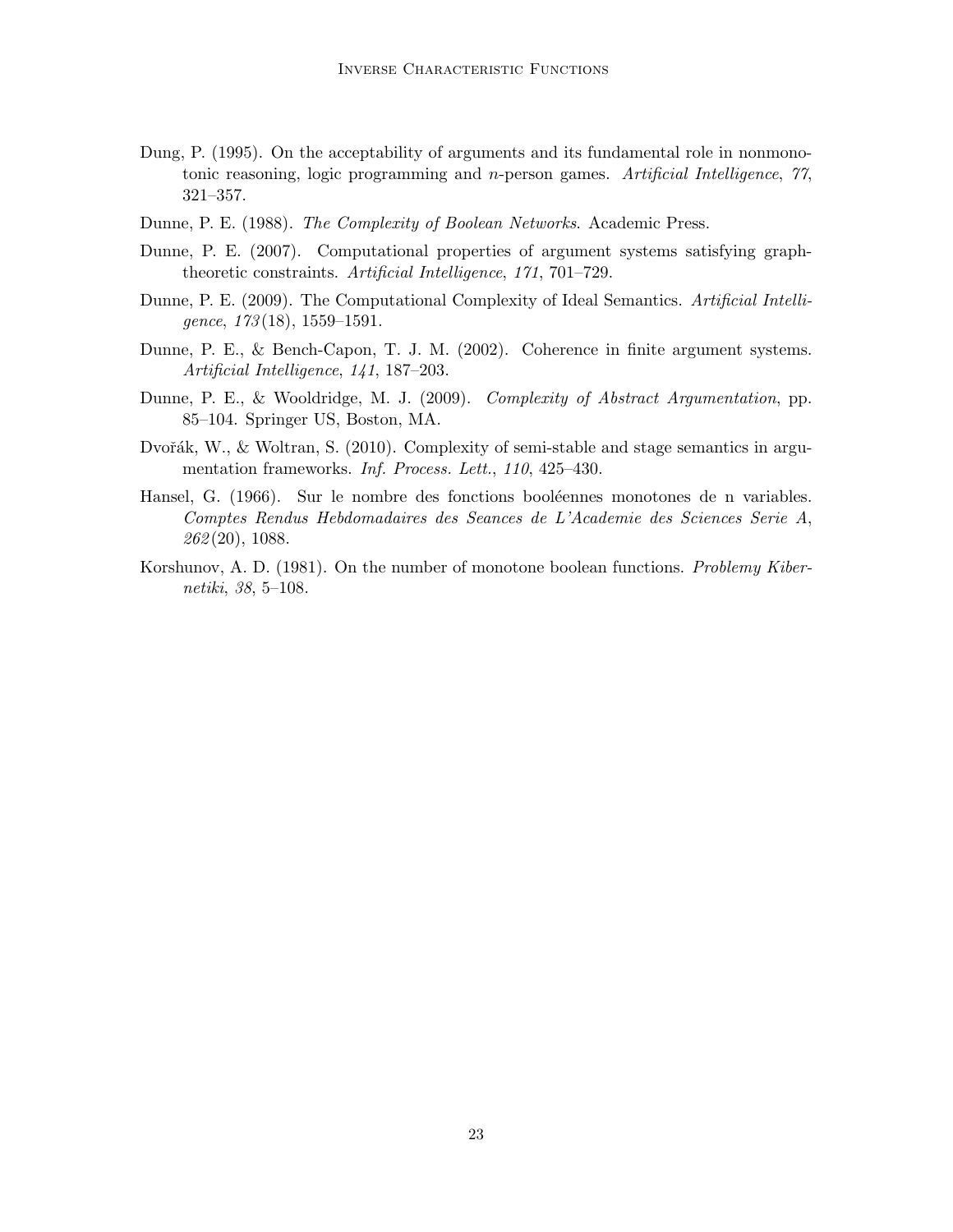Dung, P. (1995). On the acceptability of arguments and its fundamental role in nonmonotonic reasoning, logic programming and $n$-person games. *Artificial Intelligence*, *77*, 321–357.

Dunne, P. E. (1988). *The Complexity of Boolean Networks*. Academic Press.

Dunne, P. E. (2007). Computational properties of argument systems satisfying graph-theoretic constraints. *Artificial Intelligence*, *171*, 701–729.

Dunne, P. E. (2009). The Computational Complexity of Ideal Semantics. *Artificial Intelligence*, *173*(18), 1559–1591.

Dunne, P. E., & Bench-Capon, T. J. M. (2002). Coherence in finite argument systems. *Artificial Intelligence*, *141*, 187–203.

Dunne, P. E., & Wooldridge, M. J. (2009). *Complexity of Abstract Argumentation*, pp. 85–104. Springer US, Boston, MA.

Dvořák, W., & Woltran, S. (2010). Complexity of semi-stable and stage semantics in argumentation frameworks. *Inf. Process. Lett.*, *110*, 425–430.

Hansel, G. (1966). Sur le nombre des fonctions booléennes monotones de n variables. *Comptes Rendus Hebdomadaires des Seances de L'Academie des Sciences Serie A*, *262*(20), 1088.

Korshunov, A. D. (1981). On the number of monotone boolean functions. *Problemy Kibernetiki*, *38*, 5–108.